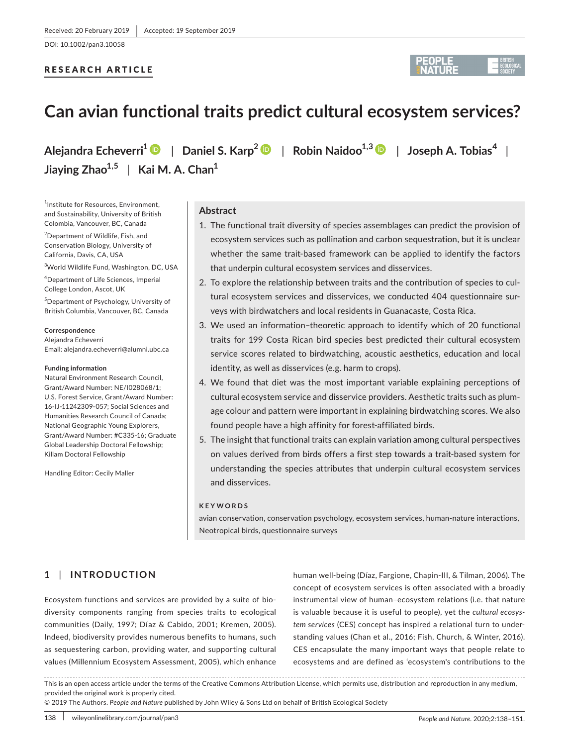Received: 20 February 2019 | Accepted: 19 September 2019

DOI: 10.1002/pan3.10058

RESEARCH ARTICLE

# Can avian functional traits predict cultural ecosystem services?

**Alejandra Echeverri[1]** | **Daniel S. Karp[2]** | **Robin Naidoo[1,3]** | **Joseph A. Tobias[4]** | **Jiaying Zhao[1,5]** | **Kai M. A. Chan[1]**

[1]Institute for Resources, Environment, and Sustainability, University of British Colombia, Vancouver, BC, Canada

[2]Department of Wildlife, Fish, and Conservation Biology, University of California, Davis, CA, USA

[3]World Wildlife Fund, Washington, DC, USA

[4]Department of Life Sciences, Imperial College London, Ascot, UK

[5]Department of Psychology, University of British Columbia, Vancouver, BC, Canada

**Correspondence**
Alejandra Echeverri
Email: alejandra.echeverri@alumni.ubc.ca

**Funding information**
Natural Environment Research Council, Grant/Award Number: NE/I028068/1; U.S. Forest Service, Grant/Award Number: 16-IJ-11242309-057; Social Sciences and Humanities Research Council of Canada; National Geographic Young Explorers, Grant/Award Number: #C335-16; Graduate Global Leadership Doctoral Fellowship; Killam Doctoral Fellowship

Handling Editor: Cecily Maller

## Abstract

1. The functional trait diversity of species assemblages can predict the provision of ecosystem services such as pollination and carbon sequestration, but it is unclear whether the same trait-based framework can be applied to identify the factors that underpin cultural ecosystem services and disservices.
2. To explore the relationship between traits and the contribution of species to cultural ecosystem services and disservices, we conducted 404 questionnaire surveys with birdwatchers and local residents in Guanacaste, Costa Rica.
3. We used an information–theoretic approach to identify which of 20 functional traits for 199 Costa Rican bird species best predicted their cultural ecosystem service scores related to birdwatching, acoustic aesthetics, education and local identity, as well as disservices (e.g. harm to crops).
4. We found that diet was the most important variable explaining perceptions of cultural ecosystem service and disservice providers. Aesthetic traits such as plumage colour and pattern were important in explaining birdwatching scores. We also found people have a high affinity for forest-affiliated birds.
5. The insight that functional traits can explain variation among cultural perspectives on values derived from birds offers a first step towards a trait-based system for understanding the species attributes that underpin cultural ecosystem services and disservices.

**KEYWORDS**

avian conservation, conservation psychology, ecosystem services, human-nature interactions, Neotropical birds, questionnaire surveys

## 1 | INTRODUCTION

Ecosystem functions and services are provided by a suite of biodiversity components ranging from species traits to ecological communities (Daily, 1997; Díaz & Cabido, 2001; Kremen, 2005). Indeed, biodiversity provides numerous benefits to humans, such as sequestering carbon, providing water, and supporting cultural values (Millennium Ecosystem Assessment, 2005), which enhance human well-being (Díaz, Fargione, Chapin-III, & Tilman, 2006). The concept of ecosystem services is often associated with a broadly instrumental view of human–ecosystem relations (i.e. that nature is valuable because it is useful to people), yet the *cultural ecosystem services* (CES) concept has inspired a relational turn to understanding values (Chan et al., 2016; Fish, Church, & Winter, 2016). CES encapsulate the many important ways that people relate to ecosystems and are defined as 'ecosystem's contributions to the

This is an open access article under the terms of the Creative Commons Attribution License, which permits use, distribution and reproduction in any medium, provided the original work is properly cited.
© 2019 The Authors. *People and Nature* published by John Wiley & Sons Ltd on behalf of British Ecological Society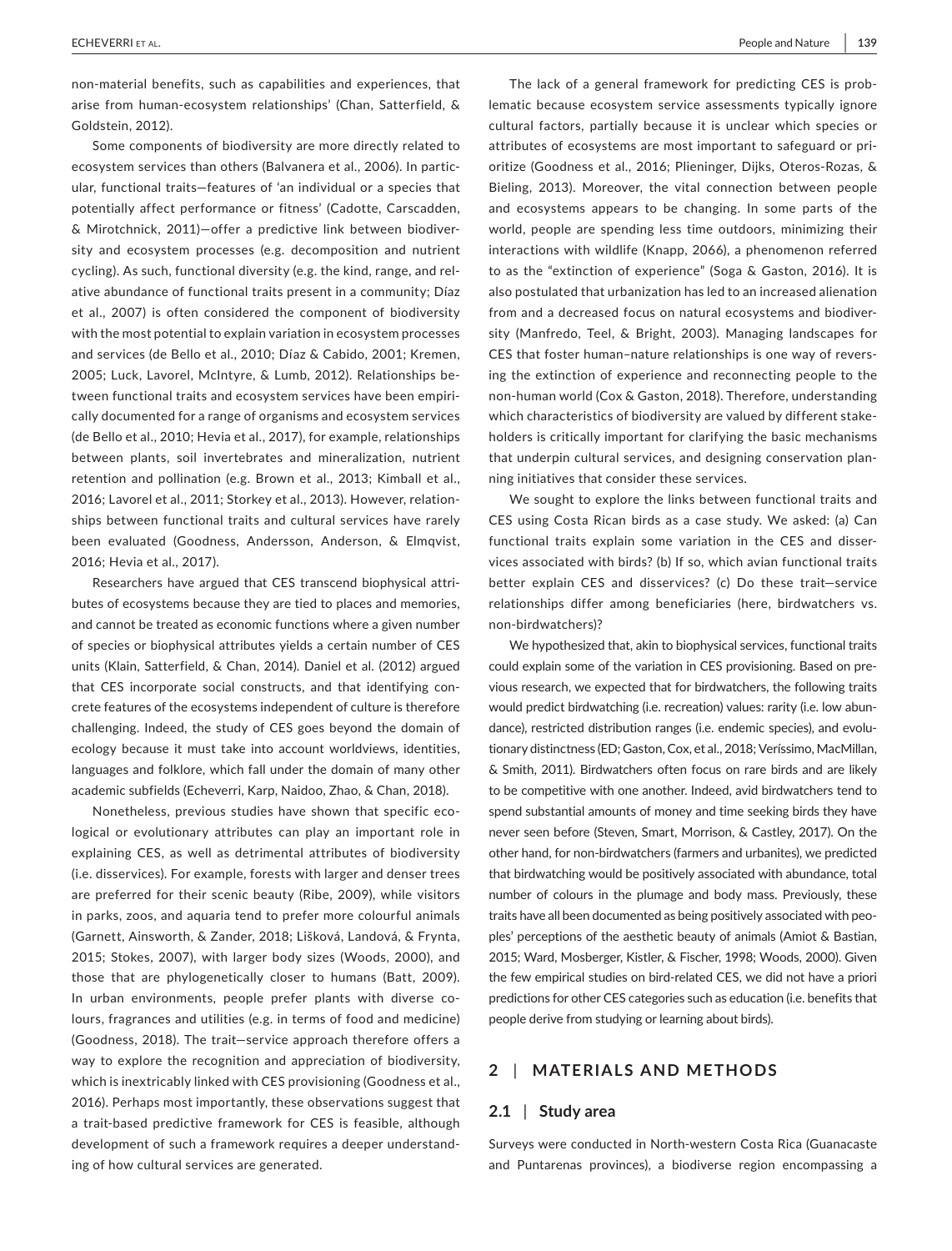non-material benefits, such as capabilities and experiences, that arise from human-ecosystem relationships' (Chan, Satterfield, & Goldstein, 2012).

Some components of biodiversity are more directly related to ecosystem services than others (Balvanera et al., 2006). In particular, functional traits—features of 'an individual or a species that potentially affect performance or fitness' (Cadotte, Carscadden, & Mirotchnick, 2011)—offer a predictive link between biodiversity and ecosystem processes (e.g. decomposition and nutrient cycling). As such, functional diversity (e.g. the kind, range, and relative abundance of functional traits present in a community; Díaz et al., 2007) is often considered the component of biodiversity with the most potential to explain variation in ecosystem processes and services (de Bello et al., 2010; Díaz & Cabido, 2001; Kremen, 2005; Luck, Lavorel, McIntyre, & Lumb, 2012). Relationships between functional traits and ecosystem services have been empirically documented for a range of organisms and ecosystem services (de Bello et al., 2010; Hevia et al., 2017), for example, relationships between plants, soil invertebrates and mineralization, nutrient retention and pollination (e.g. Brown et al., 2013; Kimball et al., 2016; Lavorel et al., 2011; Storkey et al., 2013). However, relationships between functional traits and cultural services have rarely been evaluated (Goodness, Andersson, Anderson, & Elmqvist, 2016; Hevia et al., 2017).

Researchers have argued that CES transcend biophysical attributes of ecosystems because they are tied to places and memories, and cannot be treated as economic functions where a given number of species or biophysical attributes yields a certain number of CES units (Klain, Satterfield, & Chan, 2014). Daniel et al. (2012) argued that CES incorporate social constructs, and that identifying concrete features of the ecosystems independent of culture is therefore challenging. Indeed, the study of CES goes beyond the domain of ecology because it must take into account worldviews, identities, languages and folklore, which fall under the domain of many other academic subfields (Echeverri, Karp, Naidoo, Zhao, & Chan, 2018).

Nonetheless, previous studies have shown that specific ecological or evolutionary attributes can play an important role in explaining CES, as well as detrimental attributes of biodiversity (i.e. disservices). For example, forests with larger and denser trees are preferred for their scenic beauty (Ribe, 2009), while visitors in parks, zoos, and aquaria tend to prefer more colourful animals (Garnett, Ainsworth, & Zander, 2018; Lišková, Landová, & Frynta, 2015; Stokes, 2007), with larger body sizes (Woods, 2000), and those that are phylogenetically closer to humans (Batt, 2009). In urban environments, people prefer plants with diverse colours, fragrances and utilities (e.g. in terms of food and medicine) (Goodness, 2018). The trait—service approach therefore offers a way to explore the recognition and appreciation of biodiversity, which is inextricably linked with CES provisioning (Goodness et al., 2016). Perhaps most importantly, these observations suggest that a trait-based predictive framework for CES is feasible, although development of such a framework requires a deeper understanding of how cultural services are generated.

The lack of a general framework for predicting CES is problematic because ecosystem service assessments typically ignore cultural factors, partially because it is unclear which species or attributes of ecosystems are most important to safeguard or prioritize (Goodness et al., 2016; Plieninger, Dijks, Oteros-Rozas, & Bieling, 2013). Moreover, the vital connection between people and ecosystems appears to be changing. In some parts of the world, people are spending less time outdoors, minimizing their interactions with wildlife (Knapp, 2066), a phenomenon referred to as the "extinction of experience" (Soga & Gaston, 2016). It is also postulated that urbanization has led to an increased alienation from and a decreased focus on natural ecosystems and biodiversity (Manfredo, Teel, & Bright, 2003). Managing landscapes for CES that foster human–nature relationships is one way of reversing the extinction of experience and reconnecting people to the non-human world (Cox & Gaston, 2018). Therefore, understanding which characteristics of biodiversity are valued by different stakeholders is critically important for clarifying the basic mechanisms that underpin cultural services, and designing conservation planning initiatives that consider these services.

We sought to explore the links between functional traits and CES using Costa Rican birds as a case study. We asked: (a) Can functional traits explain some variation in the CES and disservices associated with birds? (b) If so, which avian functional traits better explain CES and disservices? (c) Do these trait—service relationships differ among beneficiaries (here, birdwatchers vs. non-birdwatchers)?

We hypothesized that, akin to biophysical services, functional traits could explain some of the variation in CES provisioning. Based on previous research, we expected that for birdwatchers, the following traits would predict birdwatching (i.e. recreation) values: rarity (i.e. low abundance), restricted distribution ranges (i.e. endemic species), and evolutionary distinctness (ED; Gaston, Cox, et al., 2018; Veríssimo, MacMillan, & Smith, 2011). Birdwatchers often focus on rare birds and are likely to be competitive with one another. Indeed, avid birdwatchers tend to spend substantial amounts of money and time seeking birds they have never seen before (Steven, Smart, Morrison, & Castley, 2017). On the other hand, for non-birdwatchers (farmers and urbanites), we predicted that birdwatching would be positively associated with abundance, total number of colours in the plumage and body mass. Previously, these traits have all been documented as being positively associated with peoples' perceptions of the aesthetic beauty of animals (Amiot & Bastian, 2015; Ward, Mosberger, Kistler, & Fischer, 1998; Woods, 2000). Given the few empirical studies on bird-related CES, we did not have a priori predictions for other CES categories such as education (i.e. benefits that people derive from studying or learning about birds).

## 2 | MATERIALS AND METHODS

### 2.1 | Study area

Surveys were conducted in North-western Costa Rica (Guanacaste and Puntarenas provinces), a biodiverse region encompassing a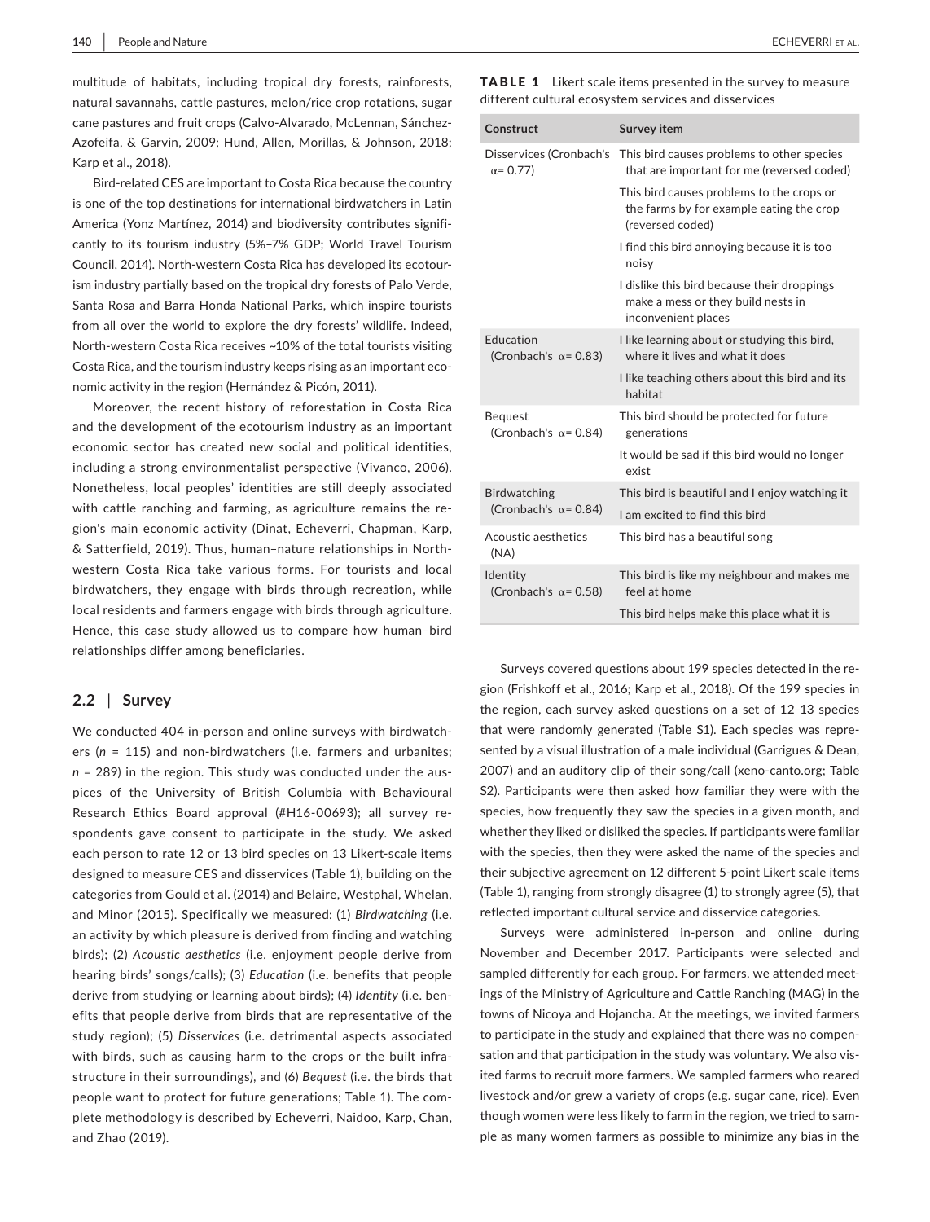multitude of habitats, including tropical dry forests, rainforests, natural savannahs, cattle pastures, melon/rice crop rotations, sugar cane pastures and fruit crops (Calvo-Alvarado, McLennan, Sánchez-Azofeifa, & Garvin, 2009; Hund, Allen, Morillas, & Johnson, 2018; Karp et al., 2018).

Bird-related CES are important to Costa Rica because the country is one of the top destinations for international birdwatchers in Latin America (Yonz Martínez, 2014) and biodiversity contributes significantly to its tourism industry (5%–7% GDP; World Travel Tourism Council, 2014). North-western Costa Rica has developed its ecotourism industry partially based on the tropical dry forests of Palo Verde, Santa Rosa and Barra Honda National Parks, which inspire tourists from all over the world to explore the dry forests' wildlife. Indeed, North-western Costa Rica receives ~10% of the total tourists visiting Costa Rica, and the tourism industry keeps rising as an important economic activity in the region (Hernández & Picón, 2011).

Moreover, the recent history of reforestation in Costa Rica and the development of the ecotourism industry as an important economic sector has created new social and political identities, including a strong environmentalist perspective (Vivanco, 2006). Nonetheless, local peoples' identities are still deeply associated with cattle ranching and farming, as agriculture remains the region's main economic activity (Dinat, Echeverri, Chapman, Karp, & Satterfield, 2019). Thus, human–nature relationships in North-western Costa Rica take various forms. For tourists and local birdwatchers, they engage with birds through recreation, while local residents and farmers engage with birds through agriculture. Hence, this case study allowed us to compare how human–bird relationships differ among beneficiaries.

## 2.2 | Survey

We conducted 404 in-person and online surveys with birdwatchers ($n$ = 115) and non-birdwatchers (i.e. farmers and urbanites; $n$ = 289) in the region. This study was conducted under the auspices of the University of British Columbia with Behavioural Research Ethics Board approval (#H16-00693); all survey respondents gave consent to participate in the study. We asked each person to rate 12 or 13 bird species on 13 Likert-scale items designed to measure CES and disservices (Table 1), building on the categories from Gould et al. (2014) and Belaire, Westphal, Whelan, and Minor (2015). Specifically we measured: (1) *Birdwatching* (i.e. an activity by which pleasure is derived from finding and watching birds); (2) *Acoustic aesthetics* (i.e. enjoyment people derive from hearing birds' songs/calls); (3) *Education* (i.e. benefits that people derive from studying or learning about birds); (4) *Identity* (i.e. benefits that people derive from birds that are representative of the study region); (5) *Disservices* (i.e. detrimental aspects associated with birds, such as causing harm to the crops or the built infrastructure in their surroundings), and (6) *Bequest* (i.e. the birds that people want to protect for future generations; Table 1). The complete methodology is described by Echeverri, Naidoo, Karp, Chan, and Zhao (2019).

**TABLE 1** Likert scale items presented in the survey to measure different cultural ecosystem services and disservices

| Construct | Survey item |
|---|---|
| Disservices (Cronbach's α= 0.77) | This bird causes problems to other species that are important for me (reversed coded) |
| | This bird causes problems to the crops or the farms by for example eating the crop (reversed coded) |
| | I find this bird annoying because it is too noisy |
| | I dislike this bird because their droppings make a mess or they build nests in inconvenient places |
| Education (Cronbach's α= 0.83) | I like learning about or studying this bird, where it lives and what it does |
| | I like teaching others about this bird and its habitat |
| Bequest (Cronbach's α= 0.84) | This bird should be protected for future generations |
| | It would be sad if this bird would no longer exist |
| Birdwatching (Cronbach's α= 0.84) | This bird is beautiful and I enjoy watching it |
| | I am excited to find this bird |
| Acoustic aesthetics (NA) | This bird has a beautiful song |
| Identity (Cronbach's α= 0.58) | This bird is like my neighbour and makes me feel at home |
| | This bird helps make this place what it is |

Surveys covered questions about 199 species detected in the region (Frishkoff et al., 2016; Karp et al., 2018). Of the 199 species in the region, each survey asked questions on a set of 12–13 species that were randomly generated (Table S1). Each species was represented by a visual illustration of a male individual (Garrigues & Dean, 2007) and an auditory clip of their song/call (xeno-canto.org; Table S2). Participants were then asked how familiar they were with the species, how frequently they saw the species in a given month, and whether they liked or disliked the species. If participants were familiar with the species, then they were asked the name of the species and their subjective agreement on 12 different 5-point Likert scale items (Table 1), ranging from strongly disagree (1) to strongly agree (5), that reflected important cultural service and disservice categories.

Surveys were administered in-person and online during November and December 2017. Participants were selected and sampled differently for each group. For farmers, we attended meetings of the Ministry of Agriculture and Cattle Ranching (MAG) in the towns of Nicoya and Hojancha. At the meetings, we invited farmers to participate in the study and explained that there was no compensation and that participation in the study was voluntary. We also visited farms to recruit more farmers. We sampled farmers who reared livestock and/or grew a variety of crops (e.g. sugar cane, rice). Even though women were less likely to farm in the region, we tried to sample as many women farmers as possible to minimize any bias in the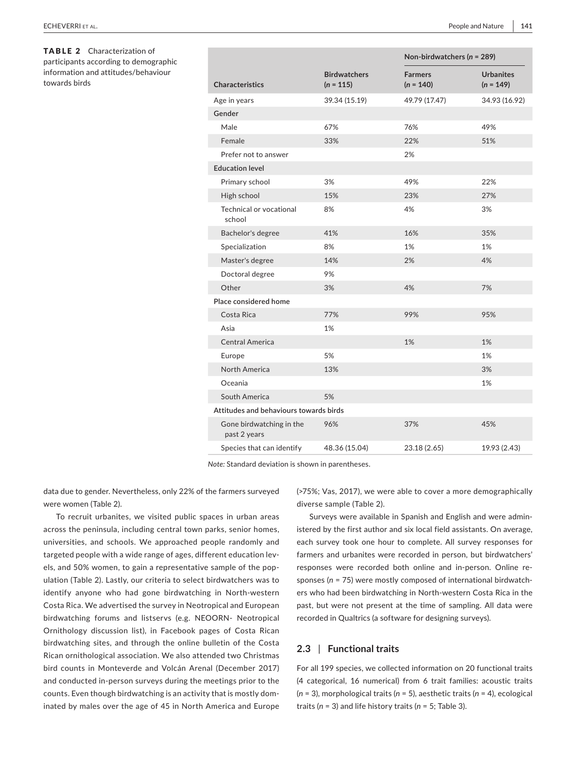**TABLE 2** Characterization of participants according to demographic information and attitudes/behaviour towards birds

| Characteristics | Birdwatchers ($n$ = 115) | Non-birdwatchers ($n$ = 289) | |
|---|---|---|---|
| | | Farmers ($n$ = 140) | Urbanites ($n$ = 149) |
| Age in years | 39.34 (15.19) | 49.79 (17.47) | 34.93 (16.92) |
| **Gender** | | | |
| Male | 67% | 76% | 49% |
| Female | 33% | 22% | 51% |
| Prefer not to answer | | 2% | |
| **Education level** | | | |
| Primary school | 3% | 49% | 22% |
| High school | 15% | 23% | 27% |
| Technical or vocational school | 8% | 4% | 3% |
| Bachelor's degree | 41% | 16% | 35% |
| Specialization | 8% | 1% | 1% |
| Master's degree | 14% | 2% | 4% |
| Doctoral degree | 9% | | |
| Other | 3% | 4% | 7% |
| **Place considered home** | | | |
| Costa Rica | 77% | 99% | 95% |
| Asia | 1% | | |
| Central America | | 1% | 1% |
| Europe | 5% | | 1% |
| North America | 13% | | 3% |
| Oceania | | | 1% |
| South America | 5% | | |
| **Attitudes and behaviours towards birds** | | | |
| Gone birdwatching in the past 2 years | 96% | 37% | 45% |
| Species that can identify | 48.36 (15.04) | 23.18 (2.65) | 19.93 (2.43) |

*Note:* Standard deviation is shown in parentheses.

data due to gender. Nevertheless, only 22% of the farmers surveyed were women (Table 2).

To recruit urbanites, we visited public spaces in urban areas across the peninsula, including central town parks, senior homes, universities, and schools. We approached people randomly and targeted people with a wide range of ages, different education levels, and 50% women, to gain a representative sample of the population (Table 2). Lastly, our criteria to select birdwatchers was to identify anyone who had gone birdwatching in North-western Costa Rica. We advertised the survey in Neotropical and European birdwatching forums and listservs (e.g. NEOORN- Neotropical Ornithology discussion list), in Facebook pages of Costa Rican birdwatching sites, and through the online bulletin of the Costa Rican ornithological association. We also attended two Christmas bird counts in Monteverde and Volcán Arenal (December 2017) and conducted in-person surveys during the meetings prior to the counts. Even though birdwatching is an activity that is mostly dominated by males over the age of 45 in North America and Europe (>75%; Vas, 2017), we were able to cover a more demographically diverse sample (Table 2).

Surveys were available in Spanish and English and were administered by the first author and six local field assistants. On average, each survey took one hour to complete. All survey responses for farmers and urbanites were recorded in person, but birdwatchers' responses were recorded both online and in-person. Online responses ($n$ = 75) were mostly composed of international birdwatchers who had been birdwatching in North-western Costa Rica in the past, but were not present at the time of sampling. All data were recorded in Qualtrics (a software for designing surveys).

## 2.3 | Functional traits

For all 199 species, we collected information on 20 functional traits (4 categorical, 16 numerical) from 6 trait families: acoustic traits ($n$ = 3), morphological traits ($n$ = 5), aesthetic traits ($n$ = 4), ecological traits ($n$ = 3) and life history traits ($n$ = 5; Table 3).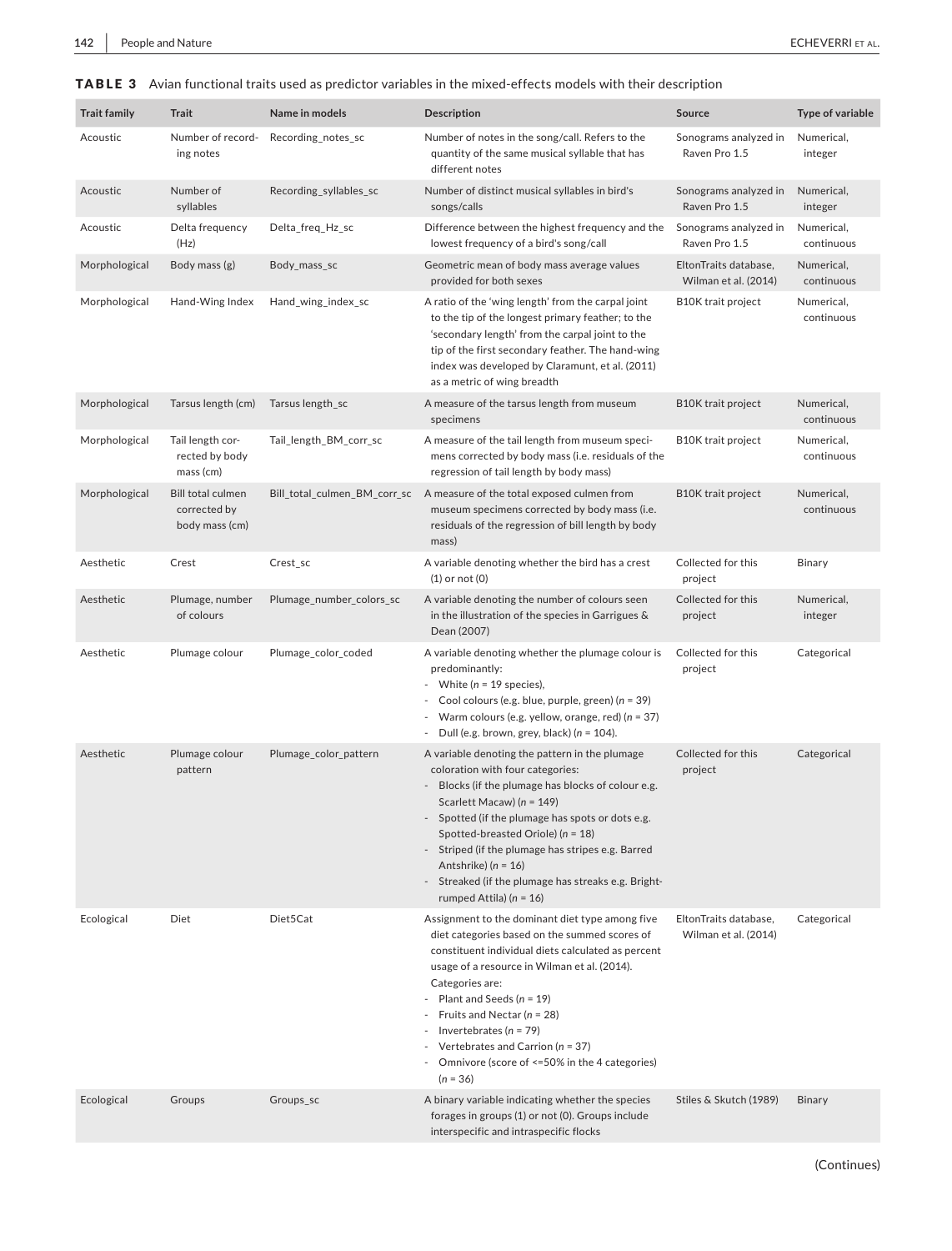**TABLE 3** Avian functional traits used as predictor variables in the mixed-effects models with their description

| Trait family | Trait | Name in models | Description | Source | Type of variable |
|---|---|---|---|---|---|
| Acoustic | Number of recording notes | Recording_notes_sc | Number of notes in the song/call. Refers to the quantity of the same musical syllable that has different notes | Sonograms analyzed in Raven Pro 1.5 | Numerical, integer |
| Acoustic | Number of syllables | Recording_syllables_sc | Number of distinct musical syllables in bird's songs/calls | Sonograms analyzed in Raven Pro 1.5 | Numerical, integer |
| Acoustic | Delta frequency (Hz) | Delta_freq_Hz_sc | Difference between the highest frequency and the lowest frequency of a bird's song/call | Sonograms analyzed in Raven Pro 1.5 | Numerical, continuous |
| Morphological | Body mass (g) | Body_mass_sc | Geometric mean of body mass average values provided for both sexes | EltonTraits database, Wilman et al. (2014) | Numerical, continuous |
| Morphological | Hand-Wing Index | Hand_wing_index_sc | A ratio of the 'wing length' from the carpal joint to the tip of the longest primary feather; to the 'secondary length' from the carpal joint to the tip of the first secondary feather. The hand-wing index was developed by Claramunt, et al. (2011) as a metric of wing breadth | B10K trait project | Numerical, continuous |
| Morphological | Tarsus length (cm) | Tarsus length_sc | A measure of the tarsus length from museum specimens | B10K trait project | Numerical, continuous |
| Morphological | Tail length corrected by body mass (cm) | Tail_length_BM_corr_sc | A measure of the tail length from museum specimens corrected by body mass (i.e. residuals of the regression of tail length by body mass) | B10K trait project | Numerical, continuous |
| Morphological | Bill total culmen corrected by body mass (cm) | Bill_total_culmen_BM_corr_sc | A measure of the total exposed culmen from museum specimens corrected by body mass (i.e. residuals of the regression of bill length by body mass) | B10K trait project | Numerical, continuous |
| Aesthetic | Crest | Crest_sc | A variable denoting whether the bird has a crest (1) or not (0) | Collected for this project | Binary |
| Aesthetic | Plumage, number of colours | Plumage_number_colors_sc | A variable denoting the number of colours seen in the illustration of the species in Garrigues & Dean (2007) | Collected for this project | Numerical, integer |
| Aesthetic | Plumage colour | Plumage_color_coded | A variable denoting whether the plumage colour is predominantly:<br>- White ($n$ = 19 species),<br>- Cool colours (e.g. blue, purple, green) ($n$ = 39)<br>- Warm colours (e.g. yellow, orange, red) ($n$ = 37)<br>- Dull (e.g. brown, grey, black) ($n$ = 104). | Collected for this project | Categorical |
| Aesthetic | Plumage colour pattern | Plumage_color_pattern | A variable denoting the pattern in the plumage coloration with four categories:<br>- Blocks (if the plumage has blocks of colour e.g. Scarlett Macaw) ($n$ = 149)<br>- Spotted (if the plumage has spots or dots e.g. Spotted-breasted Oriole) ($n$ = 18)<br>- Striped (if the plumage has stripes e.g. Barred Antshrike) ($n$ = 16)<br>- Streaked (if the plumage has streaks e.g. Bright-rumped Attila) ($n$ = 16) | Collected for this project | Categorical |
| Ecological | Diet | Diet5Cat | Assignment to the dominant diet type among five diet categories based on the summed scores of constituent individual diets calculated as percent usage of a resource in Wilman et al. (2014). Categories are:<br>- Plant and Seeds ($n$ = 19)<br>- Fruits and Nectar ($n$ = 28)<br>- Invertebrates ($n$ = 79)<br>- Vertebrates and Carrion ($n$ = 37)<br>- Omnivore (score of <=50% in the 4 categories) ($n$ = 36) | EltonTraits database, Wilman et al. (2014) | Categorical |
| Ecological | Groups | Groups_sc | A binary variable indicating whether the species forages in groups (1) or not (0). Groups include interspecific and intraspecific flocks | Stiles & Skutch (1989) | Binary |

(Continues)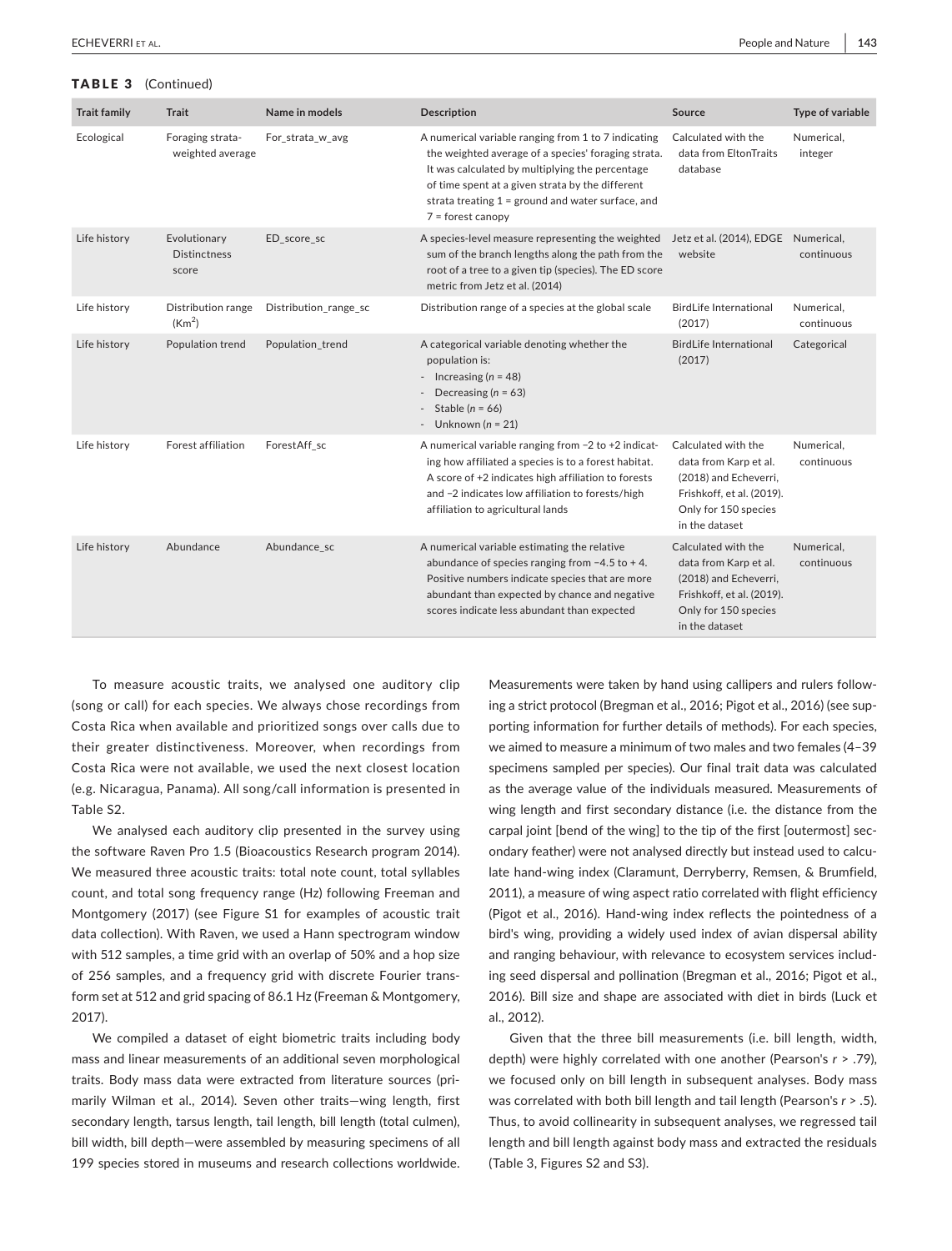**TABLE 3** (Continued)

| Trait family | Trait | Name in models | Description | Source | Type of variable |
|---|---|---|---|---|---|
| Ecological | Foraging strata-weighted average | For_strata_w_avg | A numerical variable ranging from 1 to 7 indicating the weighted average of a species' foraging strata. It was calculated by multiplying the percentage of time spent at a given strata by the different strata treating 1 = ground and water surface, and 7 = forest canopy | Calculated with the data from EltonTraits database | Numerical, integer |
| Life history | Evolutionary Distinctness score | ED_score_sc | A species-level measure representing the weighted sum of the branch lengths along the path from the root of a tree to a given tip (species). The ED score metric from Jetz et al. (2014) | Jetz et al. (2014), EDGE website | Numerical, continuous |
| Life history | Distribution range ($Km^2$) | Distribution_range_sc | Distribution range of a species at the global scale | BirdLife International (2017) | Numerical, continuous |
| Life history | Population trend | Population_trend | A categorical variable denoting whether the population is:<br>- Increasing (*n* = 48)<br>- Decreasing (*n* = 63)<br>- Stable (*n* = 66)<br>- Unknown (*n* = 21) | BirdLife International (2017) | Categorical |
| Life history | Forest affiliation | ForestAff_sc | A numerical variable ranging from −2 to +2 indicating how affiliated a species is to a forest habitat. A score of +2 indicates high affiliation to forests and −2 indicates low affiliation to forests/high affiliation to agricultural lands | Calculated with the data from Karp et al. (2018) and Echeverri, Frishkoff, et al. (2019). Only for 150 species in the dataset | Numerical, continuous |
| Life history | Abundance | Abundance_sc | A numerical variable estimating the relative abundance of species ranging from −4.5 to + 4. Positive numbers indicate species that are more abundant than expected by chance and negative scores indicate less abundant than expected | Calculated with the data from Karp et al. (2018) and Echeverri, Frishkoff, et al. (2019). Only for 150 species in the dataset | Numerical, continuous |

To measure acoustic traits, we analysed one auditory clip (song or call) for each species. We always chose recordings from Costa Rica when available and prioritized songs over calls due to their greater distinctiveness. Moreover, when recordings from Costa Rica were not available, we used the next closest location (e.g. Nicaragua, Panama). All song/call information is presented in Table S2.

We analysed each auditory clip presented in the survey using the software Raven Pro 1.5 (Bioacoustics Research program 2014). We measured three acoustic traits: total note count, total syllables count, and total song frequency range (Hz) following Freeman and Montgomery (2017) (see Figure S1 for examples of acoustic trait data collection). With Raven, we used a Hann spectrogram window with 512 samples, a time grid with an overlap of 50% and a hop size of 256 samples, and a frequency grid with discrete Fourier transform set at 512 and grid spacing of 86.1 Hz (Freeman & Montgomery, 2017).

We compiled a dataset of eight biometric traits including body mass and linear measurements of an additional seven morphological traits. Body mass data were extracted from literature sources (primarily Wilman et al., 2014). Seven other traits—wing length, first secondary length, tarsus length, tail length, bill length (total culmen), bill width, bill depth—were assembled by measuring specimens of all 199 species stored in museums and research collections worldwide. Measurements were taken by hand using callipers and rulers following a strict protocol (Bregman et al., 2016; Pigot et al., 2016) (see supporting information for further details of methods). For each species, we aimed to measure a minimum of two males and two females (4–39 specimens sampled per species). Our final trait data was calculated as the average value of the individuals measured. Measurements of wing length and first secondary distance (i.e. the distance from the carpal joint [bend of the wing] to the tip of the first [outermost] secondary feather) were not analysed directly but instead used to calculate hand-wing index (Claramunt, Derryberry, Remsen, & Brumfield, 2011), a measure of wing aspect ratio correlated with flight efficiency (Pigot et al., 2016). Hand-wing index reflects the pointedness of a bird's wing, providing a widely used index of avian dispersal ability and ranging behaviour, with relevance to ecosystem services including seed dispersal and pollination (Bregman et al., 2016; Pigot et al., 2016). Bill size and shape are associated with diet in birds (Luck et al., 2012).

Given that the three bill measurements (i.e. bill length, width, depth) were highly correlated with one another (Pearson's $r > .79$), we focused only on bill length in subsequent analyses. Body mass was correlated with both bill length and tail length (Pearson's $r > .5$). Thus, to avoid collinearity in subsequent analyses, we regressed tail length and bill length against body mass and extracted the residuals (Table 3, Figures S2 and S3).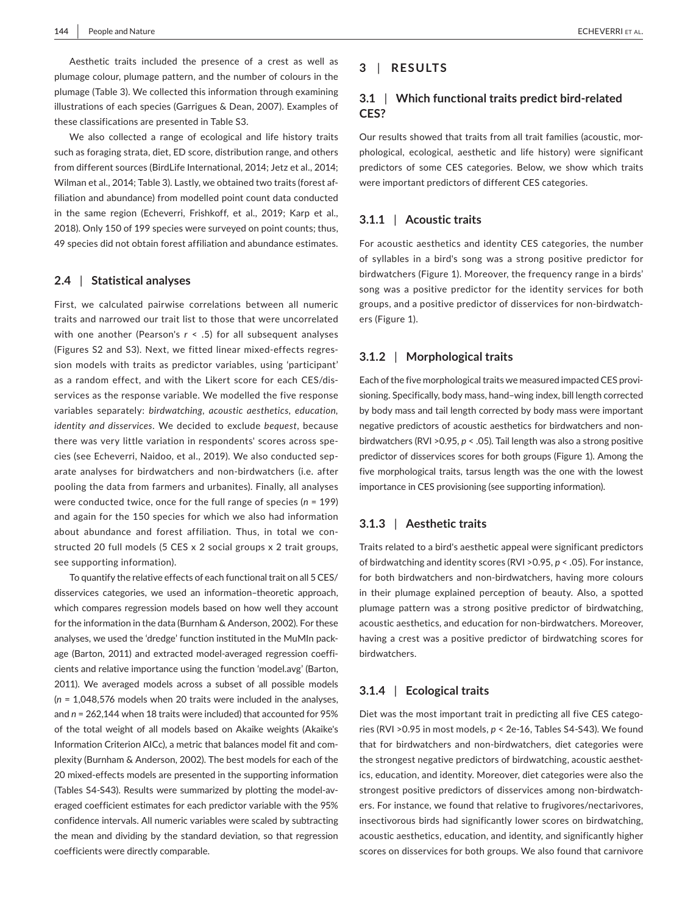Aesthetic traits included the presence of a crest as well as plumage colour, plumage pattern, and the number of colours in the plumage (Table 3). We collected this information through examining illustrations of each species (Garrigues & Dean, 2007). Examples of these classifications are presented in Table S3.

We also collected a range of ecological and life history traits such as foraging strata, diet, ED score, distribution range, and others from different sources (BirdLife International, 2014; Jetz et al., 2014; Wilman et al., 2014; Table 3). Lastly, we obtained two traits (forest affiliation and abundance) from modelled point count data conducted in the same region (Echeverri, Frishkoff, et al., 2019; Karp et al., 2018). Only 150 of 199 species were surveyed on point counts; thus, 49 species did not obtain forest affiliation and abundance estimates.

### 2.4 | Statistical analyses

First, we calculated pairwise correlations between all numeric traits and narrowed our trait list to those that were uncorrelated with one another (Pearson's $r < .5$) for all subsequent analyses (Figures S2 and S3). Next, we fitted linear mixed-effects regression models with traits as predictor variables, using 'participant' as a random effect, and with the Likert score for each CES/disservices as the response variable. We modelled the five response variables separately: *birdwatching*, *acoustic aesthetics*, *education*, *identity and disservices*. We decided to exclude *bequest*, because there was very little variation in respondents' scores across species (see Echeverri, Naidoo, et al., 2019). We also conducted separate analyses for birdwatchers and non-birdwatchers (i.e. after pooling the data from farmers and urbanites). Finally, all analyses were conducted twice, once for the full range of species ($n = 199$) and again for the 150 species for which we also had information about abundance and forest affiliation. Thus, in total we constructed 20 full models (5 CES x 2 social groups x 2 trait groups, see supporting information).

To quantify the relative effects of each functional trait on all 5 CES/disservices categories, we used an information–theoretic approach, which compares regression models based on how well they account for the information in the data (Burnham & Anderson, 2002). For these analyses, we used the 'dredge' function instituted in the MuMIn package (Barton, 2011) and extracted model-averaged regression coefficients and relative importance using the function 'model.avg' (Barton, 2011). We averaged models across a subset of all possible models ($n = 1,048,576$ models when 20 traits were included in the analyses, and $n = 262,144$ when 18 traits were included) that accounted for 95% of the total weight of all models based on Akaike weights (Akaike's Information Criterion AICc), a metric that balances model fit and complexity (Burnham & Anderson, 2002). The best models for each of the 20 mixed-effects models are presented in the supporting information (Tables S4-S43). Results were summarized by plotting the model-averaged coefficient estimates for each predictor variable with the 95% confidence intervals. All numeric variables were scaled by subtracting the mean and dividing by the standard deviation, so that regression coefficients were directly comparable.

## 3 | RESULTS

### 3.1 | Which functional traits predict bird-related CES?

Our results showed that traits from all trait families (acoustic, morphological, ecological, aesthetic and life history) were significant predictors of some CES categories. Below, we show which traits were important predictors of different CES categories.

#### 3.1.1 | Acoustic traits

For acoustic aesthetics and identity CES categories, the number of syllables in a bird's song was a strong positive predictor for birdwatchers (Figure 1). Moreover, the frequency range in a birds' song was a positive predictor for the identity services for both groups, and a positive predictor of disservices for non-birdwatchers (Figure 1).

#### 3.1.2 | Morphological traits

Each of the five morphological traits we measured impacted CES provisioning. Specifically, body mass, hand–wing index, bill length corrected by body mass and tail length corrected by body mass were important negative predictors of acoustic aesthetics for birdwatchers and non-birdwatchers (RVI >0.95, $p < .05$). Tail length was also a strong positive predictor of disservices scores for both groups (Figure 1). Among the five morphological traits, tarsus length was the one with the lowest importance in CES provisioning (see supporting information).

#### 3.1.3 | Aesthetic traits

Traits related to a bird's aesthetic appeal were significant predictors of birdwatching and identity scores (RVI >0.95, $p < .05$). For instance, for both birdwatchers and non-birdwatchers, having more colours in their plumage explained perception of beauty. Also, a spotted plumage pattern was a strong positive predictor of birdwatching, acoustic aesthetics, and education for non-birdwatchers. Moreover, having a crest was a positive predictor of birdwatching scores for birdwatchers.

#### 3.1.4 | Ecological traits

Diet was the most important trait in predicting all five CES categories (RVI >0.95 in most models, $p <$ 2e-16, Tables S4-S43). We found that for birdwatchers and non-birdwatchers, diet categories were the strongest negative predictors of birdwatching, acoustic aesthetics, education, and identity. Moreover, diet categories were also the strongest positive predictors of disservices among non-birdwatchers. For instance, we found that relative to frugivores/nectarivores, insectivorous birds had significantly lower scores on birdwatching, acoustic aesthetics, education, and identity, and significantly higher scores on disservices for both groups. We also found that carnivore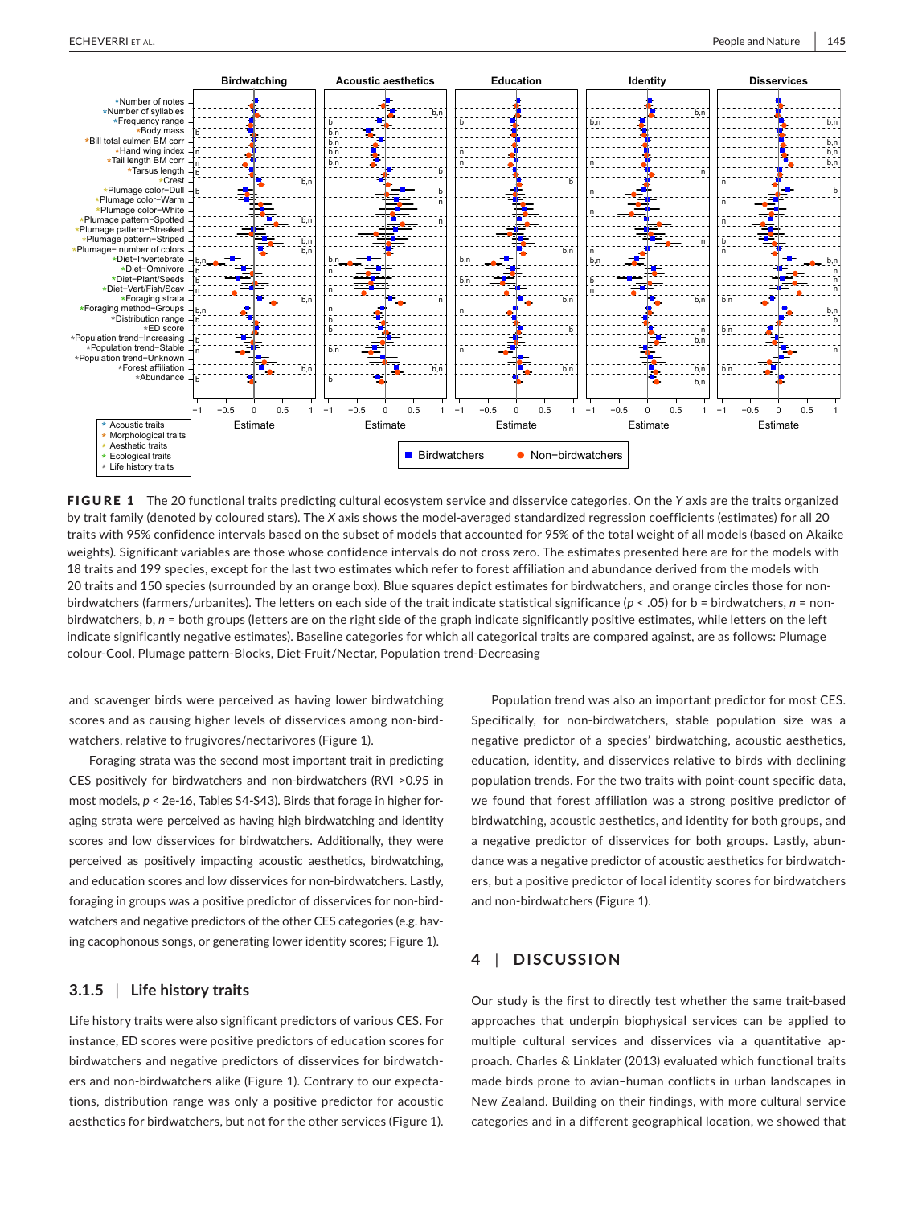**FIGURE 1** The 20 functional traits predicting cultural ecosystem service and disservice categories. On the *Y* axis are the traits organized by trait family (denoted by coloured stars). The *X* axis shows the model-averaged standardized regression coefficients (estimates) for all 20 traits with 95% confidence intervals based on the subset of models that accounted for 95% of the total weight of all models (based on Akaike weights). Significant variables are those whose confidence intervals do not cross zero. The estimates presented here are for the models with 18 traits and 199 species, except for the last two estimates which refer to forest affiliation and abundance derived from the models with 20 traits and 150 species (surrounded by an orange box). Blue squares depict estimates for birdwatchers, and orange circles those for non-birdwatchers (farmers/urbanites). The letters on each side of the trait indicate statistical significance ($p < .05$) for b = birdwatchers, *n* = non-birdwatchers, b, *n* = both groups (letters are on the right side of the graph indicate significantly positive estimates, while letters on the left indicate significantly negative estimates). Baseline categories for which all categorical traits are compared against, are as follows: Plumage colour-Cool, Plumage pattern-Blocks, Diet-Fruit/Nectar, Population trend-Decreasing

and scavenger birds were perceived as having lower birdwatching scores and as causing higher levels of disservices among non-birdwatchers, relative to frugivores/nectarivores (Figure 1).

Foraging strata was the second most important trait in predicting CES positively for birdwatchers and non-birdwatchers (RVI >0.95 in most models, $p < 2\text{e-}16$, Tables S4-S43). Birds that forage in higher foraging strata were perceived as having high birdwatching and identity scores and low disservices for birdwatchers. Additionally, they were perceived as positively impacting acoustic aesthetics, birdwatching, and education scores and low disservices for non-birdwatchers. Lastly, foraging in groups was a positive predictor of disservices for non-birdwatchers and negative predictors of the other CES categories (e.g. having cacophonous songs, or generating lower identity scores; Figure 1).

### 3.1.5 | Life history traits

Life history traits were also significant predictors of various CES. For instance, ED scores were positive predictors of education scores for birdwatchers and negative predictors of disservices for birdwatchers and non-birdwatchers alike (Figure 1). Contrary to our expectations, distribution range was only a positive predictor for acoustic aesthetics for birdwatchers, but not for the other services (Figure 1).

Population trend was also an important predictor for most CES. Specifically, for non-birdwatchers, stable population size was a negative predictor of a species' birdwatching, acoustic aesthetics, education, identity, and disservices relative to birds with declining population trends. For the two traits with point-count specific data, we found that forest affiliation was a strong positive predictor of birdwatching, acoustic aesthetics, and identity for both groups, and a negative predictor of disservices for both groups. Lastly, abundance was a negative predictor of acoustic aesthetics for birdwatchers, but a positive predictor of local identity scores for birdwatchers and non-birdwatchers (Figure 1).

## 4 | DISCUSSION

Our study is the first to directly test whether the same trait-based approaches that underpin biophysical services can be applied to multiple cultural services and disservices via a quantitative approach. Charles & Linklater (2013) evaluated which functional traits made birds prone to avian–human conflicts in urban landscapes in New Zealand. Building on their findings, with more cultural service categories and in a different geographical location, we showed that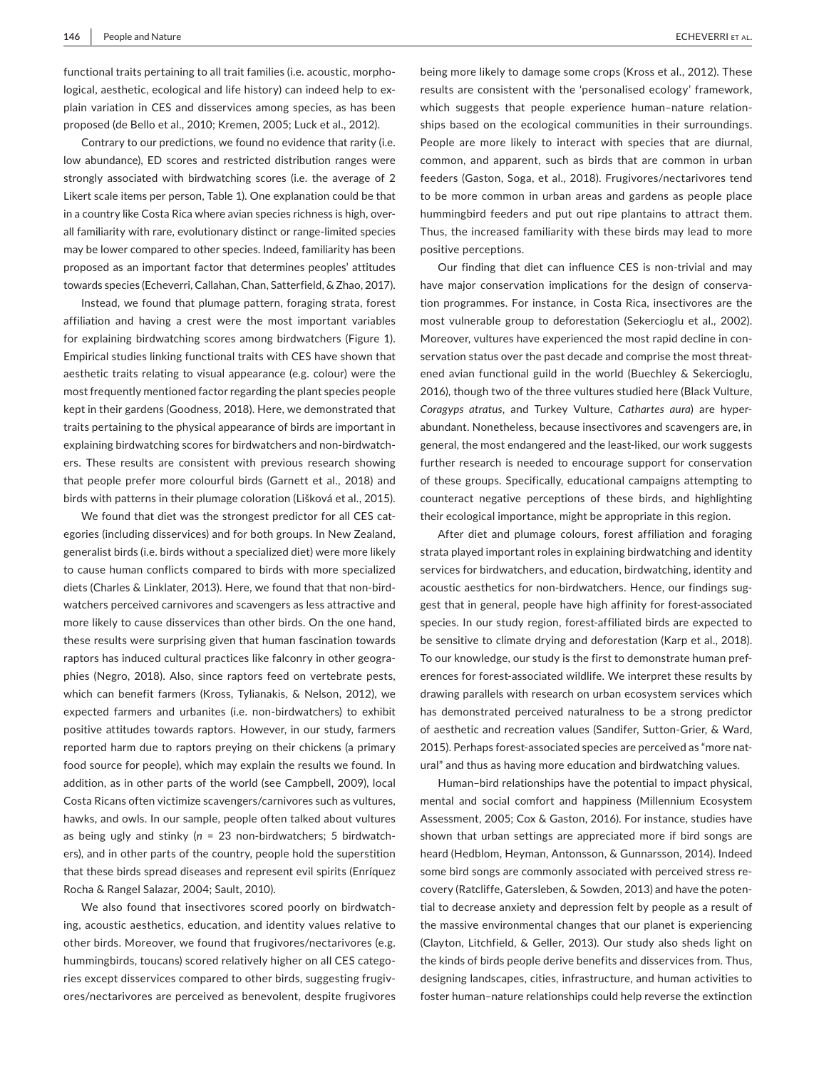functional traits pertaining to all trait families (i.e. acoustic, morphological, aesthetic, ecological and life history) can indeed help to explain variation in CES and disservices among species, as has been proposed (de Bello et al., 2010; Kremen, 2005; Luck et al., 2012).

Contrary to our predictions, we found no evidence that rarity (i.e. low abundance), ED scores and restricted distribution ranges were strongly associated with birdwatching scores (i.e. the average of 2 Likert scale items per person, Table 1). One explanation could be that in a country like Costa Rica where avian species richness is high, overall familiarity with rare, evolutionary distinct or range-limited species may be lower compared to other species. Indeed, familiarity has been proposed as an important factor that determines peoples' attitudes towards species (Echeverri, Callahan, Chan, Satterfield, & Zhao, 2017).

Instead, we found that plumage pattern, foraging strata, forest affiliation and having a crest were the most important variables for explaining birdwatching scores among birdwatchers (Figure 1). Empirical studies linking functional traits with CES have shown that aesthetic traits relating to visual appearance (e.g. colour) were the most frequently mentioned factor regarding the plant species people kept in their gardens (Goodness, 2018). Here, we demonstrated that traits pertaining to the physical appearance of birds are important in explaining birdwatching scores for birdwatchers and non-birdwatchers. These results are consistent with previous research showing that people prefer more colourful birds (Garnett et al., 2018) and birds with patterns in their plumage coloration (Lišková et al., 2015).

We found that diet was the strongest predictor for all CES categories (including disservices) and for both groups. In New Zealand, generalist birds (i.e. birds without a specialized diet) were more likely to cause human conflicts compared to birds with more specialized diets (Charles & Linklater, 2013). Here, we found that that non-birdwatchers perceived carnivores and scavengers as less attractive and more likely to cause disservices than other birds. On the one hand, these results were surprising given that human fascination towards raptors has induced cultural practices like falconry in other geographies (Negro, 2018). Also, since raptors feed on vertebrate pests, which can benefit farmers (Kross, Tylianakis, & Nelson, 2012), we expected farmers and urbanites (i.e. non-birdwatchers) to exhibit positive attitudes towards raptors. However, in our study, farmers reported harm due to raptors preying on their chickens (a primary food source for people), which may explain the results we found. In addition, as in other parts of the world (see Campbell, 2009), local Costa Ricans often victimize scavengers/carnivores such as vultures, hawks, and owls. In our sample, people often talked about vultures as being ugly and stinky ($n$ = 23 non-birdwatchers; 5 birdwatchers), and in other parts of the country, people hold the superstition that these birds spread diseases and represent evil spirits (Enríquez Rocha & Rangel Salazar, 2004; Sault, 2010).

We also found that insectivores scored poorly on birdwatching, acoustic aesthetics, education, and identity values relative to other birds. Moreover, we found that frugivores/nectarivores (e.g. hummingbirds, toucans) scored relatively higher on all CES categories except disservices compared to other birds, suggesting frugivores/nectarivores are perceived as benevolent, despite frugivores being more likely to damage some crops (Kross et al., 2012). These results are consistent with the 'personalised ecology' framework, which suggests that people experience human–nature relationships based on the ecological communities in their surroundings. People are more likely to interact with species that are diurnal, common, and apparent, such as birds that are common in urban feeders (Gaston, Soga, et al., 2018). Frugivores/nectarivores tend to be more common in urban areas and gardens as people place hummingbird feeders and put out ripe plantains to attract them. Thus, the increased familiarity with these birds may lead to more positive perceptions.

Our finding that diet can influence CES is non-trivial and may have major conservation implications for the design of conservation programmes. For instance, in Costa Rica, insectivores are the most vulnerable group to deforestation (Sekercioglu et al., 2002). Moreover, vultures have experienced the most rapid decline in conservation status over the past decade and comprise the most threatened avian functional guild in the world (Buechley & Sekercioglu, 2016), though two of the three vultures studied here (Black Vulture, *Coragyps atratus*, and Turkey Vulture, *Cathartes aura*) are hyperabundant. Nonetheless, because insectivores and scavengers are, in general, the most endangered and the least-liked, our work suggests further research is needed to encourage support for conservation of these groups. Specifically, educational campaigns attempting to counteract negative perceptions of these birds, and highlighting their ecological importance, might be appropriate in this region.

After diet and plumage colours, forest affiliation and foraging strata played important roles in explaining birdwatching and identity services for birdwatchers, and education, birdwatching, identity and acoustic aesthetics for non-birdwatchers. Hence, our findings suggest that in general, people have high affinity for forest-associated species. In our study region, forest-affiliated birds are expected to be sensitive to climate drying and deforestation (Karp et al., 2018). To our knowledge, our study is the first to demonstrate human preferences for forest-associated wildlife. We interpret these results by drawing parallels with research on urban ecosystem services which has demonstrated perceived naturalness to be a strong predictor of aesthetic and recreation values (Sandifer, Sutton-Grier, & Ward, 2015). Perhaps forest-associated species are perceived as "more natural" and thus as having more education and birdwatching values.

Human–bird relationships have the potential to impact physical, mental and social comfort and happiness (Millennium Ecosystem Assessment, 2005; Cox & Gaston, 2016). For instance, studies have shown that urban settings are appreciated more if bird songs are heard (Hedblom, Heyman, Antonsson, & Gunnarsson, 2014). Indeed some bird songs are commonly associated with perceived stress recovery (Ratcliffe, Gatersleben, & Sowden, 2013) and have the potential to decrease anxiety and depression felt by people as a result of the massive environmental changes that our planet is experiencing (Clayton, Litchfield, & Geller, 2013). Our study also sheds light on the kinds of birds people derive benefits and disservices from. Thus, designing landscapes, cities, infrastructure, and human activities to foster human–nature relationships could help reverse the extinction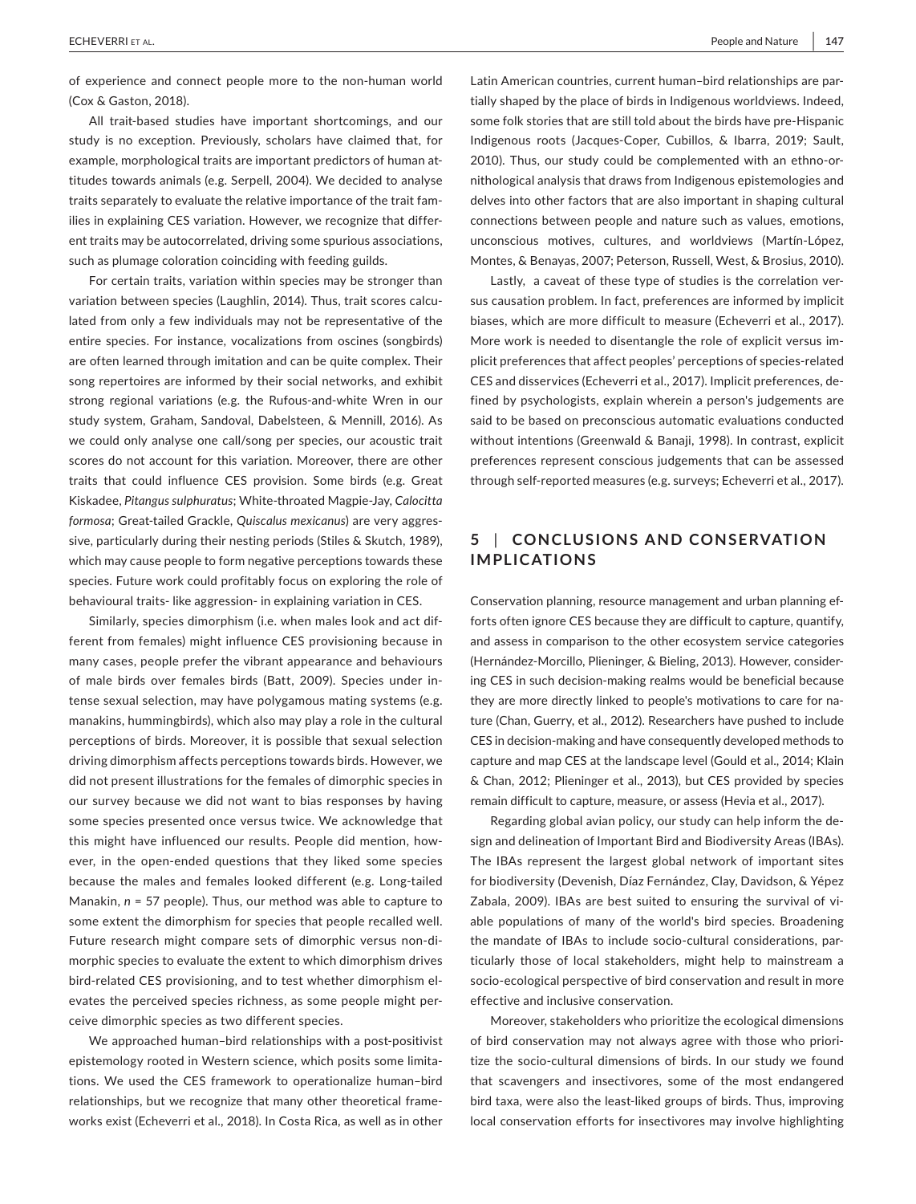of experience and connect people more to the non-human world (Cox & Gaston, 2018).

All trait-based studies have important shortcomings, and our study is no exception. Previously, scholars have claimed that, for example, morphological traits are important predictors of human attitudes towards animals (e.g. Serpell, 2004). We decided to analyse traits separately to evaluate the relative importance of the trait families in explaining CES variation. However, we recognize that different traits may be autocorrelated, driving some spurious associations, such as plumage coloration coinciding with feeding guilds.

For certain traits, variation within species may be stronger than variation between species (Laughlin, 2014). Thus, trait scores calculated from only a few individuals may not be representative of the entire species. For instance, vocalizations from oscines (songbirds) are often learned through imitation and can be quite complex. Their song repertoires are informed by their social networks, and exhibit strong regional variations (e.g. the Rufous-and-white Wren in our study system, Graham, Sandoval, Dabelsteen, & Mennill, 2016). As we could only analyse one call/song per species, our acoustic trait scores do not account for this variation. Moreover, there are other traits that could influence CES provision. Some birds (e.g. Great Kiskadee, *Pitangus sulphuratus*; White-throated Magpie-Jay, *Calocitta formosa*; Great-tailed Grackle, *Quiscalus mexicanus*) are very aggressive, particularly during their nesting periods (Stiles & Skutch, 1989), which may cause people to form negative perceptions towards these species. Future work could profitably focus on exploring the role of behavioural traits- like aggression- in explaining variation in CES.

Similarly, species dimorphism (i.e. when males look and act different from females) might influence CES provisioning because in many cases, people prefer the vibrant appearance and behaviours of male birds over females birds (Batt, 2009). Species under intense sexual selection, may have polygamous mating systems (e.g. manakins, hummingbirds), which also may play a role in the cultural perceptions of birds. Moreover, it is possible that sexual selection driving dimorphism affects perceptions towards birds. However, we did not present illustrations for the females of dimorphic species in our survey because we did not want to bias responses by having some species presented once versus twice. We acknowledge that this might have influenced our results. People did mention, however, in the open-ended questions that they liked some species because the males and females looked different (e.g. Long-tailed Manakin, $n = 57$ people). Thus, our method was able to capture to some extent the dimorphism for species that people recalled well. Future research might compare sets of dimorphic versus non-dimorphic species to evaluate the extent to which dimorphism drives bird-related CES provisioning, and to test whether dimorphism elevates the perceived species richness, as some people might perceive dimorphic species as two different species.

We approached human–bird relationships with a post-positivist epistemology rooted in Western science, which posits some limitations. We used the CES framework to operationalize human–bird relationships, but we recognize that many other theoretical frameworks exist (Echeverri et al., 2018). In Costa Rica, as well as in other Latin American countries, current human–bird relationships are partially shaped by the place of birds in Indigenous worldviews. Indeed, some folk stories that are still told about the birds have pre-Hispanic Indigenous roots (Jacques-Coper, Cubillos, & Ibarra, 2019; Sault, 2010). Thus, our study could be complemented with an ethno-ornithological analysis that draws from Indigenous epistemologies and delves into other factors that are also important in shaping cultural connections between people and nature such as values, emotions, unconscious motives, cultures, and worldviews (Martín-López, Montes, & Benayas, 2007; Peterson, Russell, West, & Brosius, 2010).

Lastly, a caveat of these type of studies is the correlation versus causation problem. In fact, preferences are informed by implicit biases, which are more difficult to measure (Echeverri et al., 2017). More work is needed to disentangle the role of explicit versus implicit preferences that affect peoples' perceptions of species-related CES and disservices (Echeverri et al., 2017). Implicit preferences, defined by psychologists, explain wherein a person's judgements are said to be based on preconscious automatic evaluations conducted without intentions (Greenwald & Banaji, 1998). In contrast, explicit preferences represent conscious judgements that can be assessed through self-reported measures (e.g. surveys; Echeverri et al., 2017).

## 5 | CONCLUSIONS AND CONSERVATION IMPLICATIONS

Conservation planning, resource management and urban planning efforts often ignore CES because they are difficult to capture, quantify, and assess in comparison to the other ecosystem service categories (Hernández-Morcillo, Plieninger, & Bieling, 2013). However, considering CES in such decision-making realms would be beneficial because they are more directly linked to people's motivations to care for nature (Chan, Guerry, et al., 2012). Researchers have pushed to include CES in decision-making and have consequently developed methods to capture and map CES at the landscape level (Gould et al., 2014; Klain & Chan, 2012; Plieninger et al., 2013), but CES provided by species remain difficult to capture, measure, or assess (Hevia et al., 2017).

Regarding global avian policy, our study can help inform the design and delineation of Important Bird and Biodiversity Areas (IBAs). The IBAs represent the largest global network of important sites for biodiversity (Devenish, Díaz Fernández, Clay, Davidson, & Yépez Zabala, 2009). IBAs are best suited to ensuring the survival of viable populations of many of the world's bird species. Broadening the mandate of IBAs to include socio-cultural considerations, particularly those of local stakeholders, might help to mainstream a socio-ecological perspective of bird conservation and result in more effective and inclusive conservation.

Moreover, stakeholders who prioritize the ecological dimensions of bird conservation may not always agree with those who prioritize the socio-cultural dimensions of birds. In our study we found that scavengers and insectivores, some of the most endangered bird taxa, were also the least-liked groups of birds. Thus, improving local conservation efforts for insectivores may involve highlighting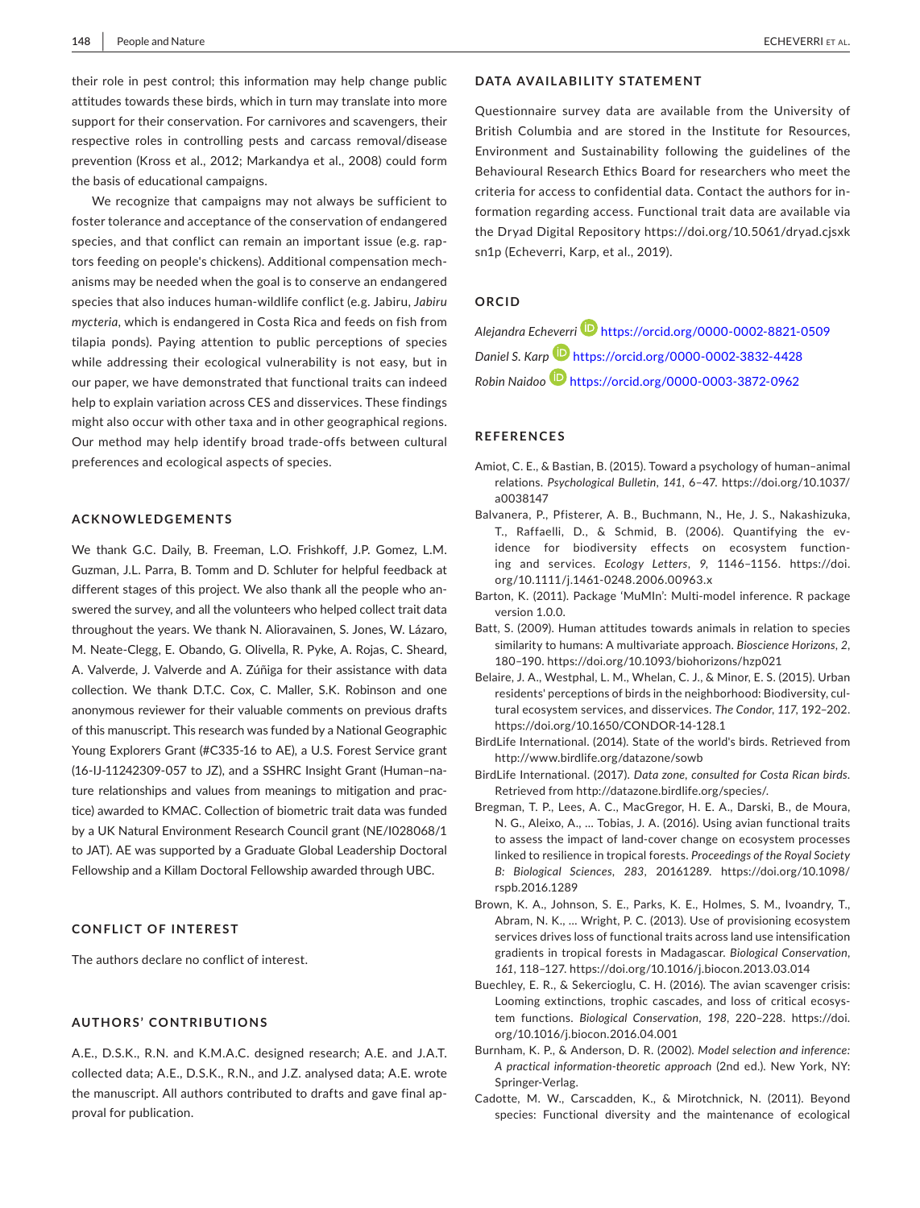their role in pest control; this information may help change public attitudes towards these birds, which in turn may translate into more support for their conservation. For carnivores and scavengers, their respective roles in controlling pests and carcass removal/disease prevention (Kross et al., 2012; Markandya et al., 2008) could form the basis of educational campaigns.

We recognize that campaigns may not always be sufficient to foster tolerance and acceptance of the conservation of endangered species, and that conflict can remain an important issue (e.g. raptors feeding on people's chickens). Additional compensation mechanisms may be needed when the goal is to conserve an endangered species that also induces human-wildlife conflict (e.g. Jabiru, *Jabiru mycteria*, which is endangered in Costa Rica and feeds on fish from tilapia ponds). Paying attention to public perceptions of species while addressing their ecological vulnerability is not easy, but in our paper, we have demonstrated that functional traits can indeed help to explain variation across CES and disservices. These findings might also occur with other taxa and in other geographical regions. Our method may help identify broad trade-offs between cultural preferences and ecological aspects of species.

## ACKNOWLEDGEMENTS

We thank G.C. Daily, B. Freeman, L.O. Frishkoff, J.P. Gomez, L.M. Guzman, J.L. Parra, B. Tomm and D. Schluter for helpful feedback at different stages of this project. We also thank all the people who answered the survey, and all the volunteers who helped collect trait data throughout the years. We thank N. Alioravainen, S. Jones, W. Lázaro, M. Neate-Clegg, E. Obando, G. Olivella, R. Pyke, A. Rojas, C. Sheard, A. Valverde, J. Valverde and A. Zúñiga for their assistance with data collection. We thank D.T.C. Cox, C. Maller, S.K. Robinson and one anonymous reviewer for their valuable comments on previous drafts of this manuscript. This research was funded by a National Geographic Young Explorers Grant (#C335-16 to AE), a U.S. Forest Service grant (16-IJ-11242309-057 to JZ), and a SSHRC Insight Grant (Human–nature relationships and values from meanings to mitigation and practice) awarded to KMAC. Collection of biometric trait data was funded by a UK Natural Environment Research Council grant (NE/I028068/1 to JAT). AE was supported by a Graduate Global Leadership Doctoral Fellowship and a Killam Doctoral Fellowship awarded through UBC.

## CONFLICT OF INTEREST

The authors declare no conflict of interest.

## AUTHORS' CONTRIBUTIONS

A.E., D.S.K., R.N. and K.M.A.C. designed research; A.E. and J.A.T. collected data; A.E., D.S.K., R.N., and J.Z. analysed data; A.E. wrote the manuscript. All authors contributed to drafts and gave final approval for publication.

## DATA AVAILABILITY STATEMENT

Questionnaire survey data are available from the University of British Columbia and are stored in the Institute for Resources, Environment and Sustainability following the guidelines of the Behavioural Research Ethics Board for researchers who meet the criteria for access to confidential data. Contact the authors for information regarding access. Functional trait data are available via the Dryad Digital Repository https://doi.org/10.5061/dryad.cjsxksn1p (Echeverri, Karp, et al., 2019).

## ORCID

*Alejandra Echeverri* https://orcid.org/0000-0002-8821-0509

*Daniel S. Karp* https://orcid.org/0000-0002-3832-4428

*Robin Naidoo* https://orcid.org/0000-0003-3872-0962

## REFERENCES

Amiot, C. E., & Bastian, B. (2015). Toward a psychology of human–animal relations. *Psychological Bulletin*, *141*, 6–47. https://doi.org/10.1037/a0038147

Balvanera, P., Pfisterer, A. B., Buchmann, N., He, J. S., Nakashizuka, T., Raffaelli, D., & Schmid, B. (2006). Quantifying the evidence for biodiversity effects on ecosystem functioning and services. *Ecology Letters*, *9*, 1146–1156. https://doi.org/10.1111/j.1461-0248.2006.00963.x

Barton, K. (2011). Package 'MuMIn': Multi-model inference. R package version 1.0.0.

Batt, S. (2009). Human attitudes towards animals in relation to species similarity to humans: A multivariate approach. *Bioscience Horizons*, *2*, 180–190. https://doi.org/10.1093/biohorizons/hzp021

Belaire, J. A., Westphal, L. M., Whelan, C. J., & Minor, E. S. (2015). Urban residents' perceptions of birds in the neighborhood: Biodiversity, cultural ecosystem services, and disservices. *The Condor*, *117*, 192–202. https://doi.org/10.1650/CONDOR-14-128.1

BirdLife International. (2014). State of the world's birds. Retrieved from http://www.birdlife.org/datazone/sowb

BirdLife International. (2017). *Data zone, consulted for Costa Rican birds*. Retrieved from http://datazone.birdlife.org/species/.

Bregman, T. P., Lees, A. C., MacGregor, H. E. A., Darski, B., de Moura, N. G., Aleixo, A., … Tobias, J. A. (2016). Using avian functional traits to assess the impact of land-cover change on ecosystem processes linked to resilience in tropical forests. *Proceedings of the Royal Society B: Biological Sciences*, *283*, 20161289. https://doi.org/10.1098/rspb.2016.1289

Brown, K. A., Johnson, S. E., Parks, K. E., Holmes, S. M., Ivoandry, T., Abram, N. K., … Wright, P. C. (2013). Use of provisioning ecosystem services drives loss of functional traits across land use intensification gradients in tropical forests in Madagascar. *Biological Conservation*, *161*, 118–127. https://doi.org/10.1016/j.biocon.2013.03.014

Buechley, E. R., & Sekercioglu, C. H. (2016). The avian scavenger crisis: Looming extinctions, trophic cascades, and loss of critical ecosystem functions. *Biological Conservation*, *198*, 220–228. https://doi.org/10.1016/j.biocon.2016.04.001

Burnham, K. P., & Anderson, D. R. (2002). *Model selection and inference: A practical information-theoretic approach* (2nd ed.). New York, NY: Springer-Verlag.

Cadotte, M. W., Carscadden, K., & Mirotchnick, N. (2011). Beyond species: Functional diversity and the maintenance of ecological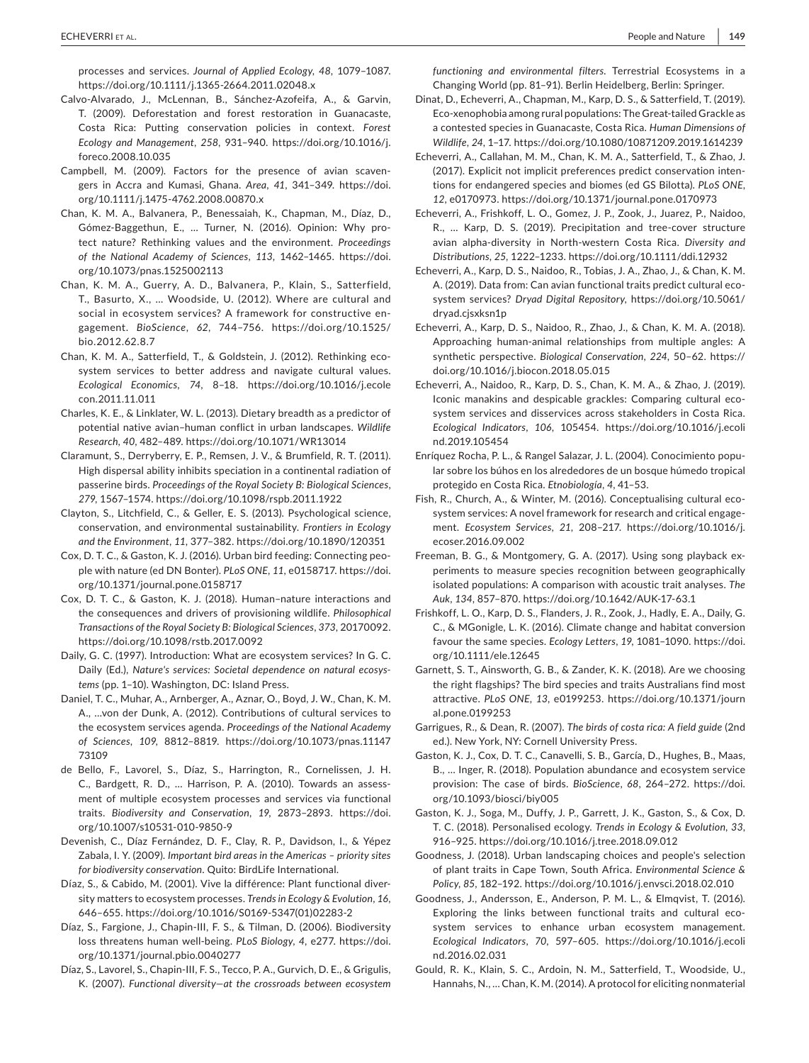processes and services. *Journal of Applied Ecology*, *48*, 1079–1087. https://doi.org/10.1111/j.1365-2664.2011.02048.x

Calvo-Alvarado, J., McLennan, B., Sánchez-Azofeifa, A., & Garvin, T. (2009). Deforestation and forest restoration in Guanacaste, Costa Rica: Putting conservation policies in context. *Forest Ecology and Management*, *258*, 931–940. https://doi.org/10.1016/j.foreco.2008.10.035

Campbell, M. (2009). Factors for the presence of avian scavengers in Accra and Kumasi, Ghana. *Area*, *41*, 341–349. https://doi.org/10.1111/j.1475-4762.2008.00870.x

Chan, K. M. A., Balvanera, P., Benessaiah, K., Chapman, M., Díaz, D., Gómez-Baggethun, E., … Turner, N. (2016). Opinion: Why protect nature? Rethinking values and the environment. *Proceedings of the National Academy of Sciences*, *113*, 1462–1465. https://doi.org/10.1073/pnas.1525002113

Chan, K. M. A., Guerry, A. D., Balvanera, P., Klain, S., Satterfield, T., Basurto, X., … Woodside, U. (2012). Where are cultural and social in ecosystem services? A framework for constructive engagement. *BioScience*, *62*, 744–756. https://doi.org/10.1525/bio.2012.62.8.7

Chan, K. M. A., Satterfield, T., & Goldstein, J. (2012). Rethinking ecosystem services to better address and navigate cultural values. *Ecological Economics*, *74*, 8–18. https://doi.org/10.1016/j.ecolecon.2011.11.011

Charles, K. E., & Linklater, W. L. (2013). Dietary breadth as a predictor of potential native avian–human conflict in urban landscapes. *Wildlife Research*, *40*, 482–489. https://doi.org/10.1071/WR13014

Claramunt, S., Derryberry, E. P., Remsen, J. V., & Brumfield, R. T. (2011). High dispersal ability inhibits speciation in a continental radiation of passerine birds. *Proceedings of the Royal Society B: Biological Sciences*, *279*, 1567–1574. https://doi.org/10.1098/rspb.2011.1922

Clayton, S., Litchfield, C., & Geller, E. S. (2013). Psychological science, conservation, and environmental sustainability. *Frontiers in Ecology and the Environment*, *11*, 377–382. https://doi.org/10.1890/120351

Cox, D. T. C., & Gaston, K. J. (2016). Urban bird feeding: Connecting people with nature (ed DN Bonter). *PLoS ONE*, *11*, e0158717. https://doi.org/10.1371/journal.pone.0158717

Cox, D. T. C., & Gaston, K. J. (2018). Human–nature interactions and the consequences and drivers of provisioning wildlife. *Philosophical Transactions of the Royal Society B: Biological Sciences*, *373*, 20170092. https://doi.org/10.1098/rstb.2017.0092

Daily, G. C. (1997). Introduction: What are ecosystem services? In G. C. Daily (Ed.), *Nature's services: Societal dependence on natural ecosystems* (pp. 1–10). Washington, DC: Island Press.

Daniel, T. C., Muhar, A., Arnberger, A., Aznar, O., Boyd, J. W., Chan, K. M. A., …von der Dunk, A. (2012). Contributions of cultural services to the ecosystem services agenda. *Proceedings of the National Academy of Sciences*, *109*, 8812–8819. https://doi.org/10.1073/pnas.1114773109

de Bello, F., Lavorel, S., Díaz, S., Harrington, R., Cornelissen, J. H. C., Bardgett, R. D., … Harrison, P. A. (2010). Towards an assessment of multiple ecosystem processes and services via functional traits. *Biodiversity and Conservation*, *19*, 2873–2893. https://doi.org/10.1007/s10531-010-9850-9

Devenish, C., Díaz Fernández, D. F., Clay, R. P., Davidson, I., & Yépez Zabala, I. Y. (2009). *Important bird areas in the Americas – priority sites for biodiversity conservation*. Quito: BirdLife International.

Díaz, S., & Cabido, M. (2001). Vive la différence: Plant functional diversity matters to ecosystem processes. *Trends in Ecology & Evolution*, *16*, 646–655. https://doi.org/10.1016/S0169-5347(01)02283-2

Díaz, S., Fargione, J., Chapin-III, F. S., & Tilman, D. (2006). Biodiversity loss threatens human well-being. *PLoS Biology*, *4*, e277. https://doi.org/10.1371/journal.pbio.0040277

Díaz, S., Lavorel, S., Chapin-III, F. S., Tecco, P. A., Gurvich, D. E., & Grigulis, K. (2007). *Functional diversity—at the crossroads between ecosystem functioning and environmental filters*. Terrestrial Ecosystems in a Changing World (pp. 81–91). Berlin Heidelberg, Berlin: Springer.

Dinat, D., Echeverri, A., Chapman, M., Karp, D. S., & Satterfield, T. (2019). Eco-xenophobia among rural populations: The Great-tailed Grackle as a contested species in Guanacaste, Costa Rica. *Human Dimensions of Wildlife*, *24*, 1–17. https://doi.org/10.1080/10871209.2019.1614239

Echeverri, A., Callahan, M. M., Chan, K. M. A., Satterfield, T., & Zhao, J. (2017). Explicit not implicit preferences predict conservation intentions for endangered species and biomes (ed GS Bilotta). *PLoS ONE*, *12*, e0170973. https://doi.org/10.1371/journal.pone.0170973

Echeverri, A., Frishkoff, L. O., Gomez, J. P., Zook, J., Juarez, P., Naidoo, R., … Karp, D. S. (2019). Precipitation and tree-cover structure avian alpha-diversity in North-western Costa Rica. *Diversity and Distributions*, *25*, 1222–1233. https://doi.org/10.1111/ddi.12932

Echeverri, A., Karp, D. S., Naidoo, R., Tobias, J. A., Zhao, J., & Chan, K. M. A. (2019). Data from: Can avian functional traits predict cultural ecosystem services? *Dryad Digital Repository*, https://doi.org/10.5061/dryad.cjsxksn1p

Echeverri, A., Karp, D. S., Naidoo, R., Zhao, J., & Chan, K. M. A. (2018). Approaching human-animal relationships from multiple angles: A synthetic perspective. *Biological Conservation*, *224*, 50–62. https://doi.org/10.1016/j.biocon.2018.05.015

Echeverri, A., Naidoo, R., Karp, D. S., Chan, K. M. A., & Zhao, J. (2019). Iconic manakins and despicable grackles: Comparing cultural ecosystem services and disservices across stakeholders in Costa Rica. *Ecological Indicators*, *106*, 105454. https://doi.org/10.1016/j.ecolind.2019.105454

Enríquez Rocha, P. L., & Rangel Salazar, J. L. (2004). Conocimiento popular sobre los búhos en los alrededores de un bosque húmedo tropical protegido en Costa Rica. *Etnobiología*, *4*, 41–53.

Fish, R., Church, A., & Winter, M. (2016). Conceptualising cultural ecosystem services: A novel framework for research and critical engagement. *Ecosystem Services*, *21*, 208–217. https://doi.org/10.1016/j.ecoser.2016.09.002

Freeman, B. G., & Montgomery, G. A. (2017). Using song playback experiments to measure species recognition between geographically isolated populations: A comparison with acoustic trait analyses. *The Auk*, *134*, 857–870. https://doi.org/10.1642/AUK-17-63.1

Frishkoff, L. O., Karp, D. S., Flanders, J. R., Zook, J., Hadly, E. A., Daily, G. C., & MGonigle, L. K. (2016). Climate change and habitat conversion favour the same species. *Ecology Letters*, *19*, 1081–1090. https://doi.org/10.1111/ele.12645

Garnett, S. T., Ainsworth, G. B., & Zander, K. K. (2018). Are we choosing the right flagships? The bird species and traits Australians find most attractive. *PLoS ONE*, *13*, e0199253. https://doi.org/10.1371/journal.pone.0199253

Garrigues, R., & Dean, R. (2007). *The birds of costa rica: A field guide* (2nd ed.). New York, NY: Cornell University Press.

Gaston, K. J., Cox, D. T. C., Canavelli, S. B., García, D., Hughes, B., Maas, B., … Inger, R. (2018). Population abundance and ecosystem service provision: The case of birds. *BioScience*, *68*, 264–272. https://doi.org/10.1093/biosci/biy005

Gaston, K. J., Soga, M., Duffy, J. P., Garrett, J. K., Gaston, S., & Cox, D. T. C. (2018). Personalised ecology. *Trends in Ecology & Evolution*, *33*, 916–925. https://doi.org/10.1016/j.tree.2018.09.012

Goodness, J. (2018). Urban landscaping choices and people's selection of plant traits in Cape Town, South Africa. *Environmental Science & Policy*, *85*, 182–192. https://doi.org/10.1016/j.envsci.2018.02.010

Goodness, J., Andersson, E., Anderson, P. M. L., & Elmqvist, T. (2016). Exploring the links between functional traits and cultural ecosystem services to enhance urban ecosystem management. *Ecological Indicators*, *70*, 597–605. https://doi.org/10.1016/j.ecolind.2016.02.031

Gould, R. K., Klain, S. C., Ardoin, N. M., Satterfield, T., Woodside, U., Hannahs, N., … Chan, K. M. (2014). A protocol for eliciting nonmaterial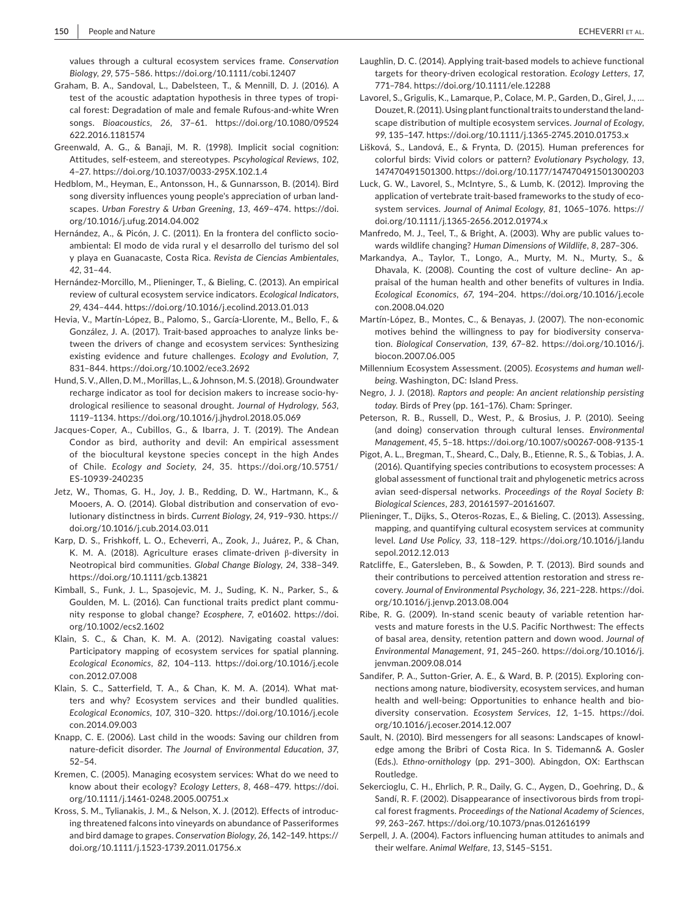values through a cultural ecosystem services frame. *Conservation Biology*, *29*, 575–586. https://doi.org/10.1111/cobi.12407

Graham, B. A., Sandoval, L., Dabelsteen, T., & Mennill, D. J. (2016). A test of the acoustic adaptation hypothesis in three types of tropical forest: Degradation of male and female Rufous-and-white Wren songs. *Bioacoustics*, *26*, 37–61. https://doi.org/10.1080/09524622.2016.1181574

Greenwald, A. G., & Banaji, M. R. (1998). Implicit social cognition: Attitudes, self-esteem, and stereotypes. *Pscyhological Reviews*, *102*, 4–27. https://doi.org/10.1037/0033-295X.102.1.4

Hedblom, M., Heyman, E., Antonsson, H., & Gunnarsson, B. (2014). Bird song diversity influences young people's appreciation of urban landscapes. *Urban Forestry & Urban Greening*, *13*, 469–474. https://doi.org/10.1016/j.ufug.2014.04.002

Hernández, A., & Picón, J. C. (2011). En la frontera del conflicto socioambiental: El modo de vida rural y el desarrollo del turismo del sol y playa en Guanacaste, Costa Rica. *Revista de Ciencias Ambientales*, *42*, 31–44.

Hernández-Morcillo, M., Plieninger, T., & Bieling, C. (2013). An empirical review of cultural ecosystem service indicators. *Ecological Indicators*, *29*, 434–444. https://doi.org/10.1016/j.ecolind.2013.01.013

Hevia, V., Martín-López, B., Palomo, S., García-Llorente, M., Bello, F., & González, J. A. (2017). Trait-based approaches to analyze links between the drivers of change and ecosystem services: Synthesizing existing evidence and future challenges. *Ecology and Evolution*, *7*, 831–844. https://doi.org/10.1002/ece3.2692

Hund, S. V., Allen, D. M., Morillas, L., & Johnson, M. S. (2018). Groundwater recharge indicator as tool for decision makers to increase socio-hydrological resilience to seasonal drought. *Journal of Hydrology*, *563*, 1119–1134. https://doi.org/10.1016/j.jhydrol.2018.05.069

Jacques-Coper, A., Cubillos, G., & Ibarra, J. T. (2019). The Andean Condor as bird, authority and devil: An empirical assessment of the biocultural keystone species concept in the high Andes of Chile. *Ecology and Society*, *24*, 35. https://doi.org/10.5751/ES-10939-240235

Jetz, W., Thomas, G. H., Joy, J. B., Redding, D. W., Hartmann, K., & Mooers, A. O. (2014). Global distribution and conservation of evolutionary distinctness in birds. *Current Biology*, *24*, 919–930. https://doi.org/10.1016/j.cub.2014.03.011

Karp, D. S., Frishkoff, L. O., Echeverri, A., Zook, J., Juárez, P., & Chan, K. M. A. (2018). Agriculture erases climate-driven β-diversity in Neotropical bird communities. *Global Change Biology*, *24*, 338–349. https://doi.org/10.1111/gcb.13821

Kimball, S., Funk, J. L., Spasojevic, M. J., Suding, K. N., Parker, S., & Goulden, M. L. (2016). Can functional traits predict plant community response to global change? *Ecosphere*, *7*, e01602. https://doi.org/10.1002/ecs2.1602

Klain, S. C., & Chan, K. M. A. (2012). Navigating coastal values: Participatory mapping of ecosystem services for spatial planning. *Ecological Economics*, *82*, 104–113. https://doi.org/10.1016/j.ecolecon.2012.07.008

Klain, S. C., Satterfield, T. A., & Chan, K. M. A. (2014). What matters and why? Ecosystem services and their bundled qualities. *Ecological Economics*, *107*, 310–320. https://doi.org/10.1016/j.ecolecon.2014.09.003

Knapp, C. E. (2006). Last child in the woods: Saving our children from nature-deficit disorder. *The Journal of Environmental Education*, *37*, 52–54.

Kremen, C. (2005). Managing ecosystem services: What do we need to know about their ecology? *Ecology Letters*, *8*, 468–479. https://doi.org/10.1111/j.1461-0248.2005.00751.x

Kross, S. M., Tylianakis, J. M., & Nelson, X. J. (2012). Effects of introducing threatened falcons into vineyards on abundance of Passeriformes and bird damage to grapes. *Conservation Biology*, *26*, 142–149. https://doi.org/10.1111/j.1523-1739.2011.01756.x

Laughlin, D. C. (2014). Applying trait-based models to achieve functional targets for theory-driven ecological restoration. *Ecology Letters*, *17*, 771–784. https://doi.org/10.1111/ele.12288

Lavorel, S., Grigulis, K., Lamarque, P., Colace, M. P., Garden, D., Girel, J., … Douzet, R. (2011). Using plant functional traits to understand the landscape distribution of multiple ecosystem services. *Journal of Ecology*, *99*, 135–147. https://doi.org/10.1111/j.1365-2745.2010.01753.x

Lišková, S., Landová, E., & Frynta, D. (2015). Human preferences for colorful birds: Vivid colors or pattern? *Evolutionary Psychology*, *13*, 147470491501300. https://doi.org/10.1177/147470491501300203

Luck, G. W., Lavorel, S., McIntyre, S., & Lumb, K. (2012). Improving the application of vertebrate trait-based frameworks to the study of ecosystem services. *Journal of Animal Ecology*, *81*, 1065–1076. https://doi.org/10.1111/j.1365-2656.2012.01974.x

Manfredo, M. J., Teel, T., & Bright, A. (2003). Why are public values towards wildlife changing? *Human Dimensions of Wildlife*, *8*, 287–306.

Markandya, A., Taylor, T., Longo, A., Murty, M. N., Murty, S., & Dhavala, K. (2008). Counting the cost of vulture decline- An appraisal of the human health and other benefits of vultures in India. *Ecological Economics*, *67*, 194–204. https://doi.org/10.1016/j.ecolecon.2008.04.020

Martín-López, B., Montes, C., & Benayas, J. (2007). The non-economic motives behind the willingness to pay for biodiversity conservation. *Biological Conservation*, *139*, 67–82. https://doi.org/10.1016/j.biocon.2007.06.005

Millennium Ecosystem Assessment. (2005). *Ecosystems and human well-being*. Washington, DC: Island Press.

Negro, J. J. (2018). *Raptors and people: An ancient relationship persisting today*. Birds of Prey (pp. 161–176). Cham: Springer.

Peterson, R. B., Russell, D., West, P., & Brosius, J. P. (2010). Seeing (and doing) conservation through cultural lenses. *Environmental Management*, *45*, 5–18. https://doi.org/10.1007/s00267-008-9135-1

Pigot, A. L., Bregman, T., Sheard, C., Daly, B., Etienne, R. S., & Tobias, J. A. (2016). Quantifying species contributions to ecosystem processes: A global assessment of functional trait and phylogenetic metrics across avian seed-dispersal networks. *Proceedings of the Royal Society B: Biological Sciences*, *283*, 20161597–20161607.

Plieninger, T., Dijks, S., Oteros-Rozas, E., & Bieling, C. (2013). Assessing, mapping, and quantifying cultural ecosystem services at community level. *Land Use Policy*, *33*, 118–129. https://doi.org/10.1016/j.landusepol.2012.12.013

Ratcliffe, E., Gatersleben, B., & Sowden, P. T. (2013). Bird sounds and their contributions to perceived attention restoration and stress recovery. *Journal of Environmental Psychology*, *36*, 221–228. https://doi.org/10.1016/j.jenvp.2013.08.004

Ribe, R. G. (2009). In-stand scenic beauty of variable retention harvests and mature forests in the U.S. Pacific Northwest: The effects of basal area, density, retention pattern and down wood. *Journal of Environmental Management*, *91*, 245–260. https://doi.org/10.1016/j.jenvman.2009.08.014

Sandifer, P. A., Sutton-Grier, A. E., & Ward, B. P. (2015). Exploring connections among nature, biodiversity, ecosystem services, and human health and well-being: Opportunities to enhance health and biodiversity conservation. *Ecosystem Services*, *12*, 1–15. https://doi.org/10.1016/j.ecoser.2014.12.007

Sault, N. (2010). Bird messengers for all seasons: Landscapes of knowledge among the Bribri of Costa Rica. In S. Tidemann& A. Gosler (Eds.). *Ethno-ornithology* (pp. 291–300). Abingdon, OX: Earthscan Routledge.

Sekercioglu, C. H., Ehrlich, P. R., Daily, G. C., Aygen, D., Goehring, D., & Sandí, R. F. (2002). Disappearance of insectivorous birds from tropical forest fragments. *Proceedings of the National Academy of Sciences*, *99*, 263–267. https://doi.org/10.1073/pnas.012616199

Serpell, J. A. (2004). Factors influencing human attitudes to animals and their welfare. *Animal Welfare*, *13*, S145–S151.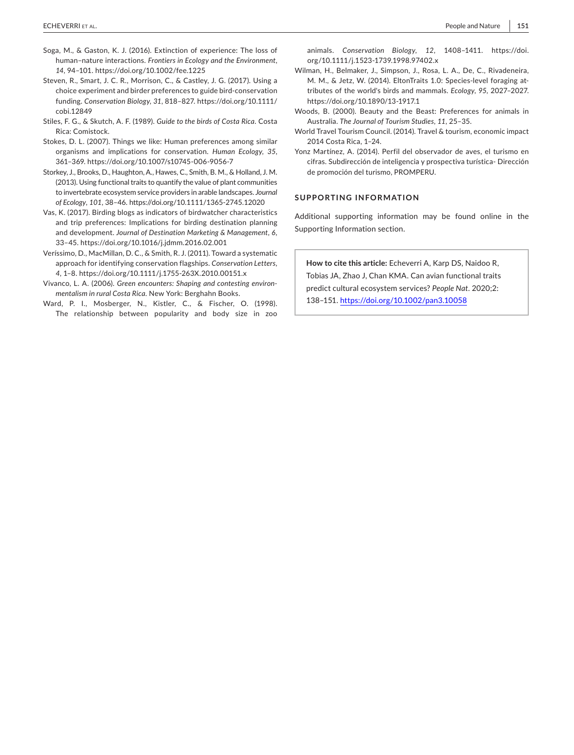Soga, M., & Gaston, K. J. (2016). Extinction of experience: The loss of human–nature interactions. *Frontiers in Ecology and the Environment*, *14*, 94–101. https://doi.org/10.1002/fee.1225

Steven, R., Smart, J. C. R., Morrison, C., & Castley, J. G. (2017). Using a choice experiment and birder preferences to guide bird-conservation funding. *Conservation Biology*, *31*, 818–827. https://doi.org/10.1111/cobi.12849

Stiles, F. G., & Skutch, A. F. (1989). *Guide to the birds of Costa Rica*. Costa Rica: Comistock.

Stokes, D. L. (2007). Things we like: Human preferences among similar organisms and implications for conservation. *Human Ecology*, *35*, 361–369. https://doi.org/10.1007/s10745-006-9056-7

Storkey, J., Brooks, D., Haughton, A., Hawes, C., Smith, B. M., & Holland, J. M. (2013). Using functional traits to quantify the value of plant communities to invertebrate ecosystem service providers in arable landscapes. *Journal of Ecology*, *101*, 38–46. https://doi.org/10.1111/1365-2745.12020

Vas, K. (2017). Birding blogs as indicators of birdwatcher characteristics and trip preferences: Implications for birding destination planning and development. *Journal of Destination Marketing & Management*, *6*, 33–45. https://doi.org/10.1016/j.jdmm.2016.02.001

Veríssimo, D., MacMillan, D. C., & Smith, R. J. (2011). Toward a systematic approach for identifying conservation flagships. *Conservation Letters*, *4*, 1–8. https://doi.org/10.1111/j.1755-263X.2010.00151.x

Vivanco, L. A. (2006). *Green encounters: Shaping and contesting environmentalism in rural Costa Rica*. New York: Berghahn Books.

Ward, P. I., Mosberger, N., Kistler, C., & Fischer, O. (1998). The relationship between popularity and body size in zoo animals. *Conservation Biology*, *12*, 1408–1411. https://doi.org/10.1111/j.1523-1739.1998.97402.x

Wilman, H., Belmaker, J., Simpson, J., Rosa, L. A., De, C., Rivadeneira, M. M., & Jetz, W. (2014). EltonTraits 1.0: Species-level foraging attributes of the world's birds and mammals. *Ecology*, *95*, 2027–2027. https://doi.org/10.1890/13-1917.1

Woods, B. (2000). Beauty and the Beast: Preferences for animals in Australia. *The Journal of Tourism Studies*, *11*, 25–35.

World Travel Tourism Council. (2014). Travel & tourism, economic impact 2014 Costa Rica, 1–24.

Yonz Martínez, A. (2014). Perfil del observador de aves, el turismo en cifras. Subdirección de inteligencia y prospectiva turística- Dirección de promoción del turismo, PROMPERU.

## SUPPORTING INFORMATION

Additional supporting information may be found online in the Supporting Information section.

**How to cite this article:** Echeverri A, Karp DS, Naidoo R, Tobias JA, Zhao J, Chan KMA. Can avian functional traits predict cultural ecosystem services? *People Nat*. 2020;2:138–151. https://doi.org/10.1002/pan3.10058